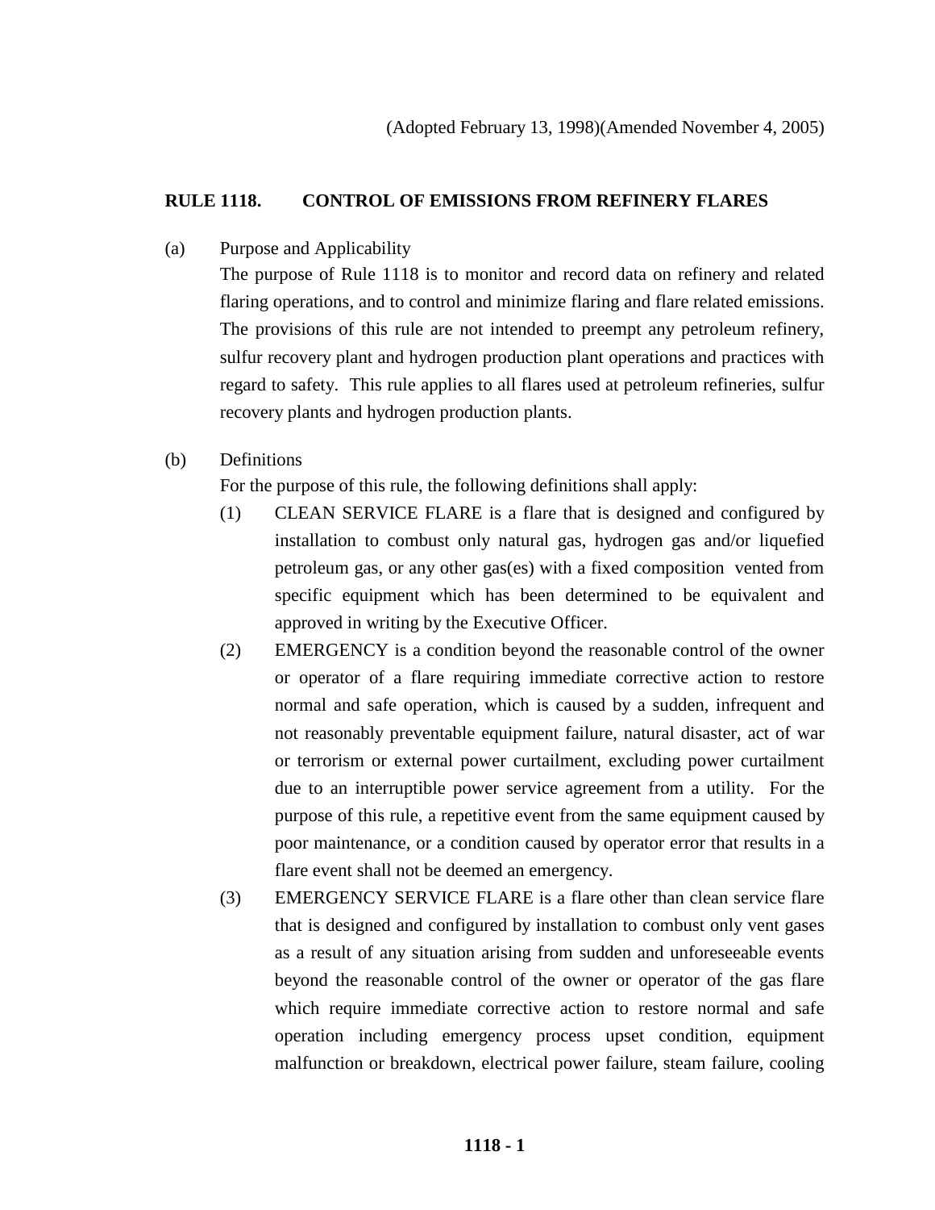(Adopted February 13, 1998)(Amended November 4, 2005)

# RULE 1118. CONTROL OF EMISSIONS FROM REFINERY FLARES

(a) Purpose and Applicability

The purpose of Rule 1118 is to monitor and record data on refinery and related flaring operations, and to control and minimize flaring and flare related emissions. The provisions of this rule are not intended to preempt any petroleum refinery, sulfur recovery plant and hydrogen production plant operations and practices with regard to safety. This rule applies to all flares used at petroleum refineries, sulfur recovery plants and hydrogen production plants.

(b) Definitions

For the purpose of this rule, the following definitions shall apply:

(1) CLEAN SERVICE FLARE is a flare that is designed and configured by installation to combust only natural gas, hydrogen gas and/or liquefied petroleum gas, or any other gas(es) with a fixed composition vented from specific equipment which has been determined to be equivalent and approved in writing by the Executive Officer.

(2) EMERGENCY is a condition beyond the reasonable control of the owner or operator of a flare requiring immediate corrective action to restore normal and safe operation, which is caused by a sudden, infrequent and not reasonably preventable equipment failure, natural disaster, act of war or terrorism or external power curtailment, excluding power curtailment due to an interruptible power service agreement from a utility. For the purpose of this rule, a repetitive event from the same equipment caused by poor maintenance, or a condition caused by operator error that results in a flare event shall not be deemed an emergency.

(3) EMERGENCY SERVICE FLARE is a flare other than clean service flare that is designed and configured by installation to combust only vent gases as a result of any situation arising from sudden and unforeseeable events beyond the reasonable control of the owner or operator of the gas flare which require immediate corrective action to restore normal and safe operation including emergency process upset condition, equipment malfunction or breakdown, electrical power failure, steam failure, cooling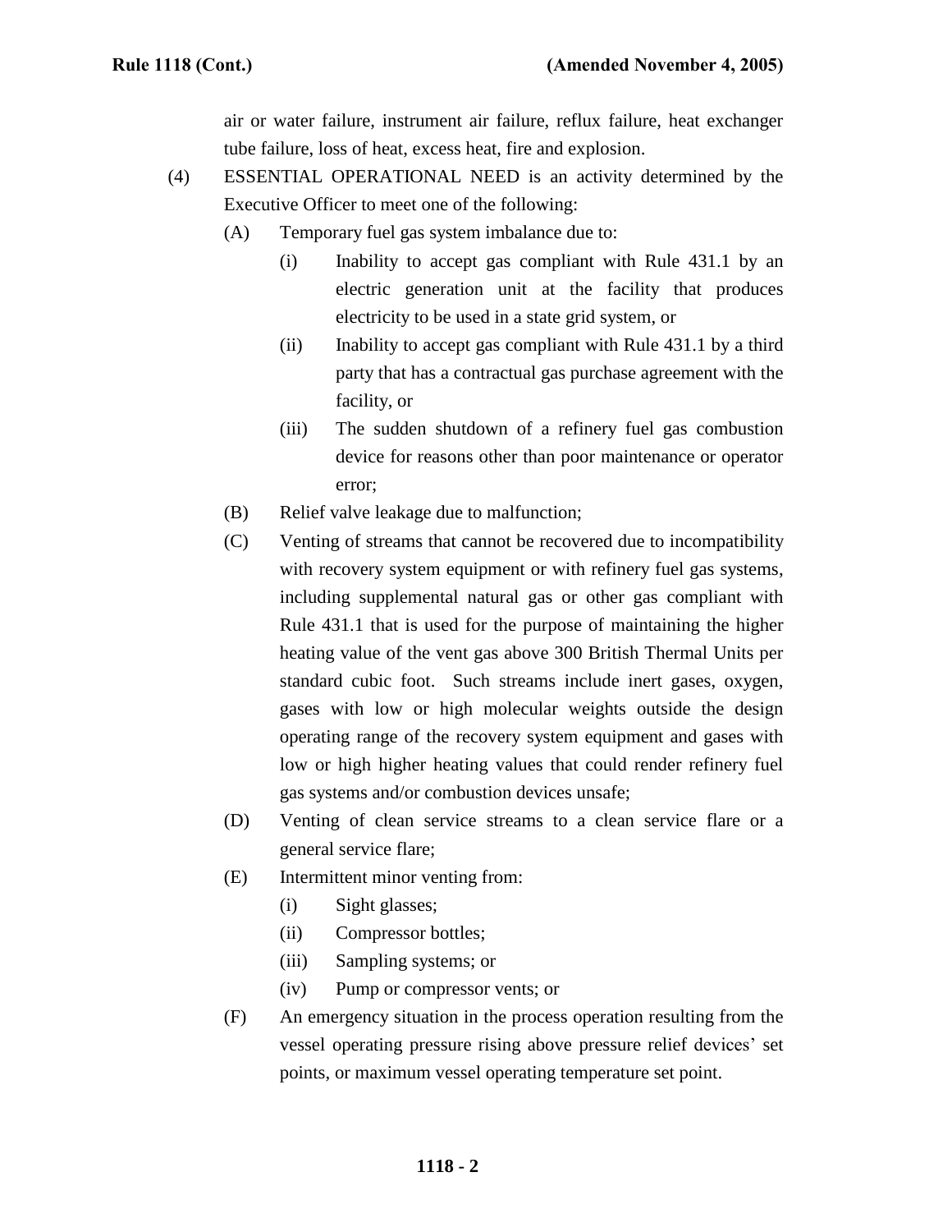air or water failure, instrument air failure, reflux failure, heat exchanger tube failure, loss of heat, excess heat, fire and explosion.

(4) ESSENTIAL OPERATIONAL NEED is an activity determined by the Executive Officer to meet one of the following:

  (A) Temporary fuel gas system imbalance due to:

    (i) Inability to accept gas compliant with Rule 431.1 by an electric generation unit at the facility that produces electricity to be used in a state grid system, or

    (ii) Inability to accept gas compliant with Rule 431.1 by a third party that has a contractual gas purchase agreement with the facility, or

    (iii) The sudden shutdown of a refinery fuel gas combustion device for reasons other than poor maintenance or operator error;

  (B) Relief valve leakage due to malfunction;

  (C) Venting of streams that cannot be recovered due to incompatibility with recovery system equipment or with refinery fuel gas systems, including supplemental natural gas or other gas compliant with Rule 431.1 that is used for the purpose of maintaining the higher heating value of the vent gas above 300 British Thermal Units per standard cubic foot. Such streams include inert gases, oxygen, gases with low or high molecular weights outside the design operating range of the recovery system equipment and gases with low or high higher heating values that could render refinery fuel gas systems and/or combustion devices unsafe;

  (D) Venting of clean service streams to a clean service flare or a general service flare;

  (E) Intermittent minor venting from:

    (i) Sight glasses;

    (ii) Compressor bottles;

    (iii) Sampling systems; or

    (iv) Pump or compressor vents; or

  (F) An emergency situation in the process operation resulting from the vessel operating pressure rising above pressure relief devices' set points, or maximum vessel operating temperature set point.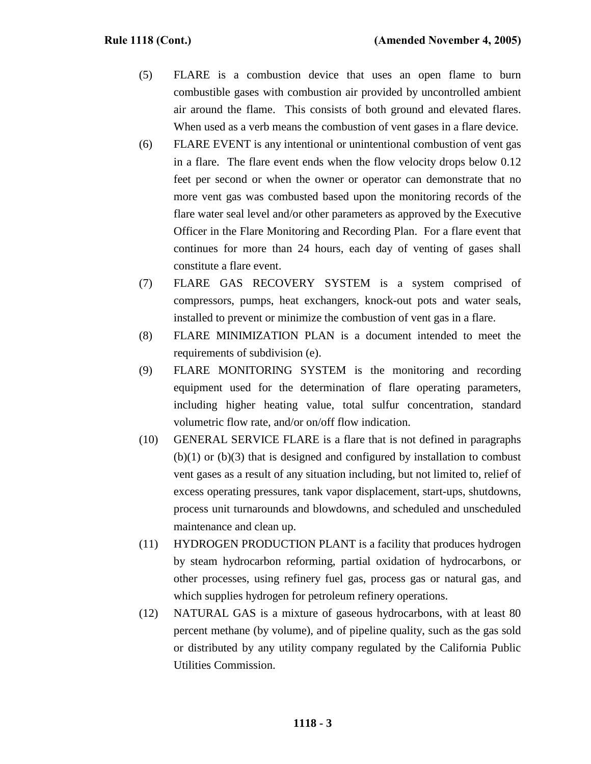(5) FLARE is a combustion device that uses an open flame to burn combustible gases with combustion air provided by uncontrolled ambient air around the flame. This consists of both ground and elevated flares. When used as a verb means the combustion of vent gases in a flare device.

(6) FLARE EVENT is any intentional or unintentional combustion of vent gas in a flare. The flare event ends when the flow velocity drops below 0.12 feet per second or when the owner or operator can demonstrate that no more vent gas was combusted based upon the monitoring records of the flare water seal level and/or other parameters as approved by the Executive Officer in the Flare Monitoring and Recording Plan. For a flare event that continues for more than 24 hours, each day of venting of gases shall constitute a flare event.

(7) FLARE GAS RECOVERY SYSTEM is a system comprised of compressors, pumps, heat exchangers, knock-out pots and water seals, installed to prevent or minimize the combustion of vent gas in a flare.

(8) FLARE MINIMIZATION PLAN is a document intended to meet the requirements of subdivision (e).

(9) FLARE MONITORING SYSTEM is the monitoring and recording equipment used for the determination of flare operating parameters, including higher heating value, total sulfur concentration, standard volumetric flow rate, and/or on/off flow indication.

(10) GENERAL SERVICE FLARE is a flare that is not defined in paragraphs (b)(1) or (b)(3) that is designed and configured by installation to combust vent gases as a result of any situation including, but not limited to, relief of excess operating pressures, tank vapor displacement, start-ups, shutdowns, process unit turnarounds and blowdowns, and scheduled and unscheduled maintenance and clean up.

(11) HYDROGEN PRODUCTION PLANT is a facility that produces hydrogen by steam hydrocarbon reforming, partial oxidation of hydrocarbons, or other processes, using refinery fuel gas, process gas or natural gas, and which supplies hydrogen for petroleum refinery operations.

(12) NATURAL GAS is a mixture of gaseous hydrocarbons, with at least 80 percent methane (by volume), and of pipeline quality, such as the gas sold or distributed by any utility company regulated by the California Public Utilities Commission.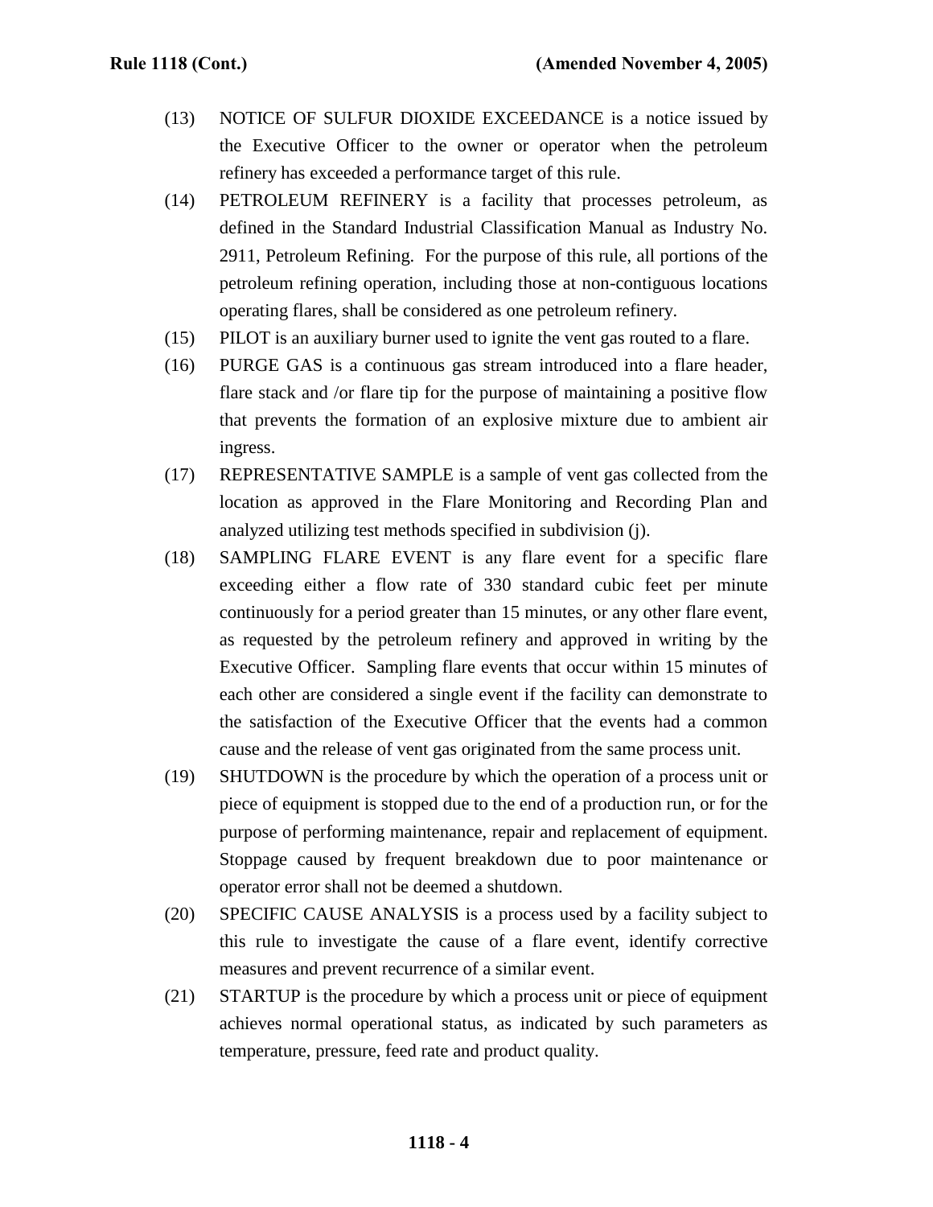(13) NOTICE OF SULFUR DIOXIDE EXCEEDANCE is a notice issued by the Executive Officer to the owner or operator when the petroleum refinery has exceeded a performance target of this rule.

(14) PETROLEUM REFINERY is a facility that processes petroleum, as defined in the Standard Industrial Classification Manual as Industry No. 2911, Petroleum Refining. For the purpose of this rule, all portions of the petroleum refining operation, including those at non-contiguous locations operating flares, shall be considered as one petroleum refinery.

(15) PILOT is an auxiliary burner used to ignite the vent gas routed to a flare.

(16) PURGE GAS is a continuous gas stream introduced into a flare header, flare stack and /or flare tip for the purpose of maintaining a positive flow that prevents the formation of an explosive mixture due to ambient air ingress.

(17) REPRESENTATIVE SAMPLE is a sample of vent gas collected from the location as approved in the Flare Monitoring and Recording Plan and analyzed utilizing test methods specified in subdivision (j).

(18) SAMPLING FLARE EVENT is any flare event for a specific flare exceeding either a flow rate of 330 standard cubic feet per minute continuously for a period greater than 15 minutes, or any other flare event, as requested by the petroleum refinery and approved in writing by the Executive Officer. Sampling flare events that occur within 15 minutes of each other are considered a single event if the facility can demonstrate to the satisfaction of the Executive Officer that the events had a common cause and the release of vent gas originated from the same process unit.

(19) SHUTDOWN is the procedure by which the operation of a process unit or piece of equipment is stopped due to the end of a production run, or for the purpose of performing maintenance, repair and replacement of equipment. Stoppage caused by frequent breakdown due to poor maintenance or operator error shall not be deemed a shutdown.

(20) SPECIFIC CAUSE ANALYSIS is a process used by a facility subject to this rule to investigate the cause of a flare event, identify corrective measures and prevent recurrence of a similar event.

(21) STARTUP is the procedure by which a process unit or piece of equipment achieves normal operational status, as indicated by such parameters as temperature, pressure, feed rate and product quality.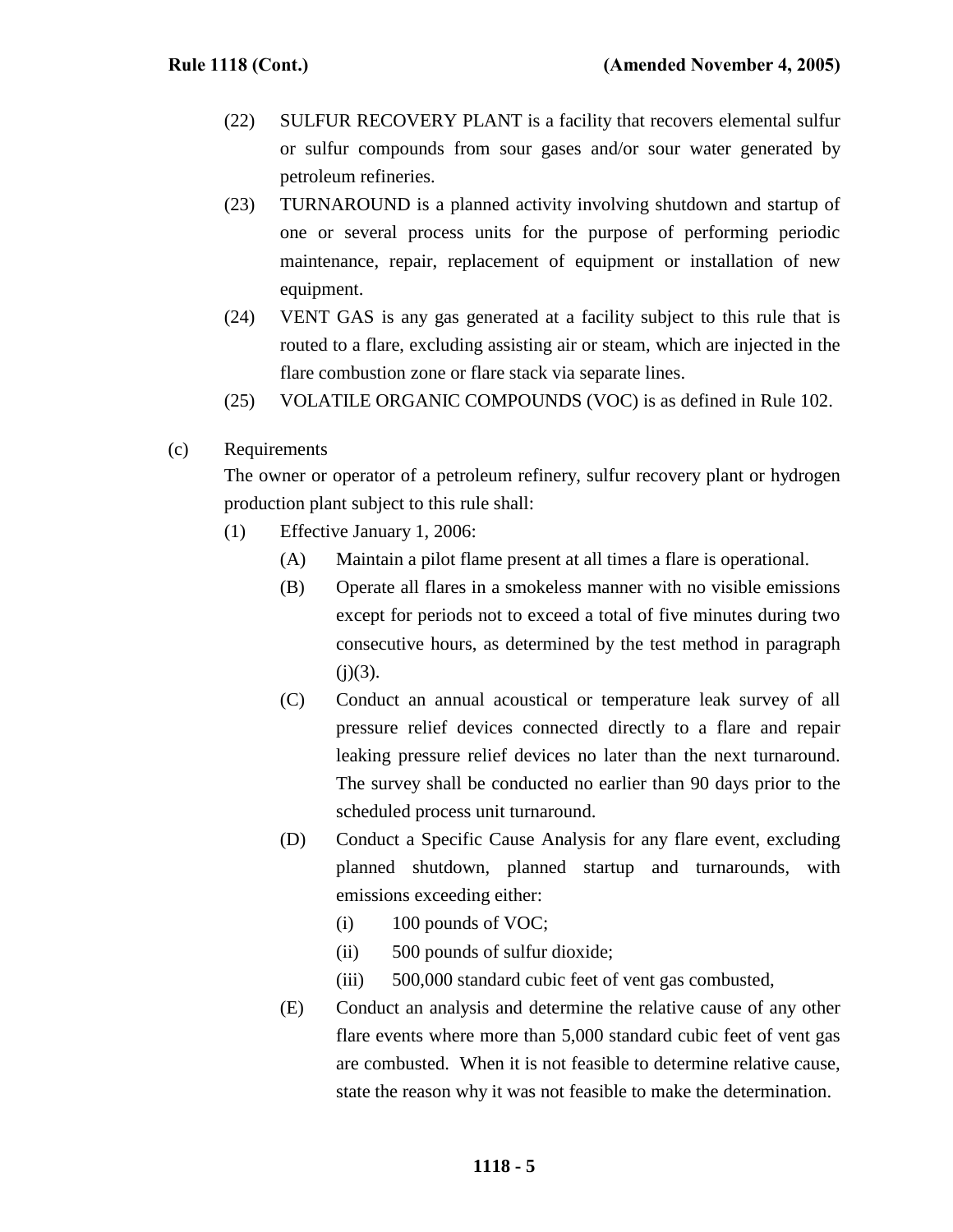(22) SULFUR RECOVERY PLANT is a facility that recovers elemental sulfur or sulfur compounds from sour gases and/or sour water generated by petroleum refineries.

(23) TURNAROUND is a planned activity involving shutdown and startup of one or several process units for the purpose of performing periodic maintenance, repair, replacement of equipment or installation of new equipment.

(24) VENT GAS is any gas generated at a facility subject to this rule that is routed to a flare, excluding assisting air or steam, which are injected in the flare combustion zone or flare stack via separate lines.

(25) VOLATILE ORGANIC COMPOUNDS (VOC) is as defined in Rule 102.

(c) Requirements

The owner or operator of a petroleum refinery, sulfur recovery plant or hydrogen production plant subject to this rule shall:

(1) Effective January 1, 2006:

(A) Maintain a pilot flame present at all times a flare is operational.

(B) Operate all flares in a smokeless manner with no visible emissions except for periods not to exceed a total of five minutes during two consecutive hours, as determined by the test method in paragraph (j)(3).

(C) Conduct an annual acoustical or temperature leak survey of all pressure relief devices connected directly to a flare and repair leaking pressure relief devices no later than the next turnaround. The survey shall be conducted no earlier than 90 days prior to the scheduled process unit turnaround.

(D) Conduct a Specific Cause Analysis for any flare event, excluding planned shutdown, planned startup and turnarounds, with emissions exceeding either:

(i) 100 pounds of VOC;

(ii) 500 pounds of sulfur dioxide;

(iii) 500,000 standard cubic feet of vent gas combusted,

(E) Conduct an analysis and determine the relative cause of any other flare events where more than 5,000 standard cubic feet of vent gas are combusted. When it is not feasible to determine relative cause, state the reason why it was not feasible to make the determination.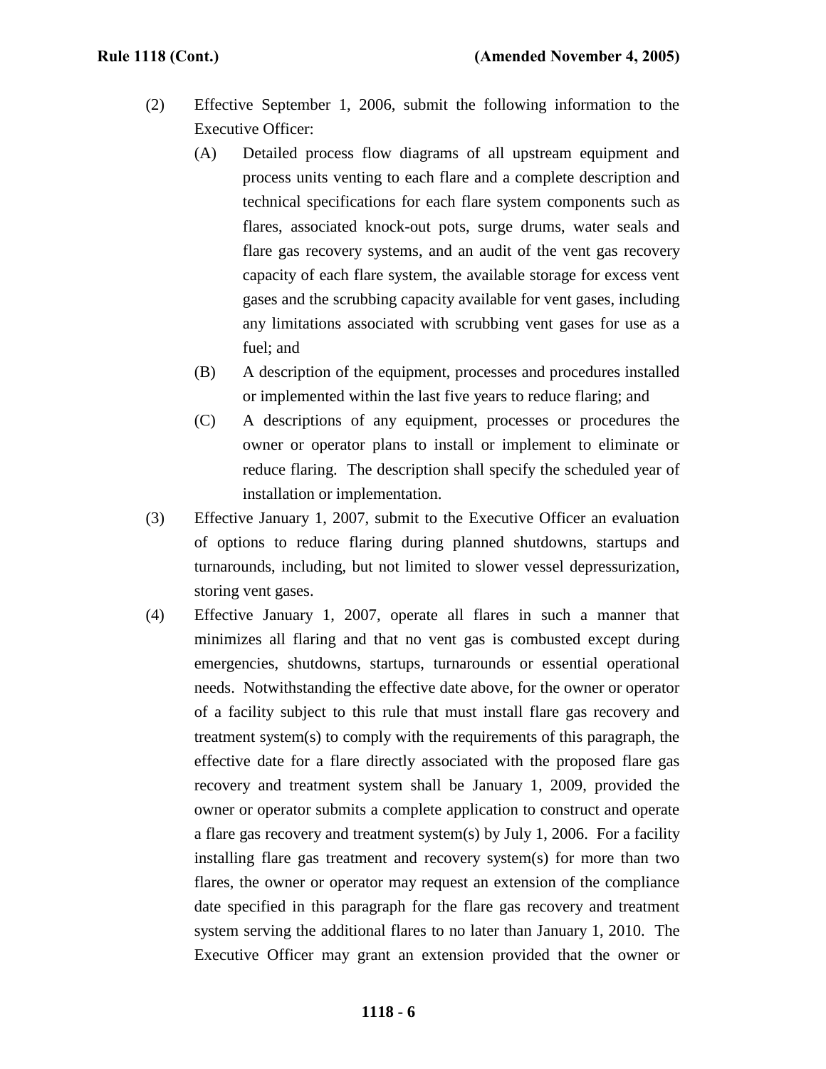(2) Effective September 1, 2006, submit the following information to the Executive Officer:

   (A) Detailed process flow diagrams of all upstream equipment and process units venting to each flare and a complete description and technical specifications for each flare system components such as flares, associated knock-out pots, surge drums, water seals and flare gas recovery systems, and an audit of the vent gas recovery capacity of each flare system, the available storage for excess vent gases and the scrubbing capacity available for vent gases, including any limitations associated with scrubbing vent gases for use as a fuel; and

   (B) A description of the equipment, processes and procedures installed or implemented within the last five years to reduce flaring; and

   (C) A descriptions of any equipment, processes or procedures the owner or operator plans to install or implement to eliminate or reduce flaring. The description shall specify the scheduled year of installation or implementation.

(3) Effective January 1, 2007, submit to the Executive Officer an evaluation of options to reduce flaring during planned shutdowns, startups and turnarounds, including, but not limited to slower vessel depressurization, storing vent gases.

(4) Effective January 1, 2007, operate all flares in such a manner that minimizes all flaring and that no vent gas is combusted except during emergencies, shutdowns, startups, turnarounds or essential operational needs. Notwithstanding the effective date above, for the owner or operator of a facility subject to this rule that must install flare gas recovery and treatment system(s) to comply with the requirements of this paragraph, the effective date for a flare directly associated with the proposed flare gas recovery and treatment system shall be January 1, 2009, provided the owner or operator submits a complete application to construct and operate a flare gas recovery and treatment system(s) by July 1, 2006. For a facility installing flare gas treatment and recovery system(s) for more than two flares, the owner or operator may request an extension of the compliance date specified in this paragraph for the flare gas recovery and treatment system serving the additional flares to no later than January 1, 2010. The Executive Officer may grant an extension provided that the owner or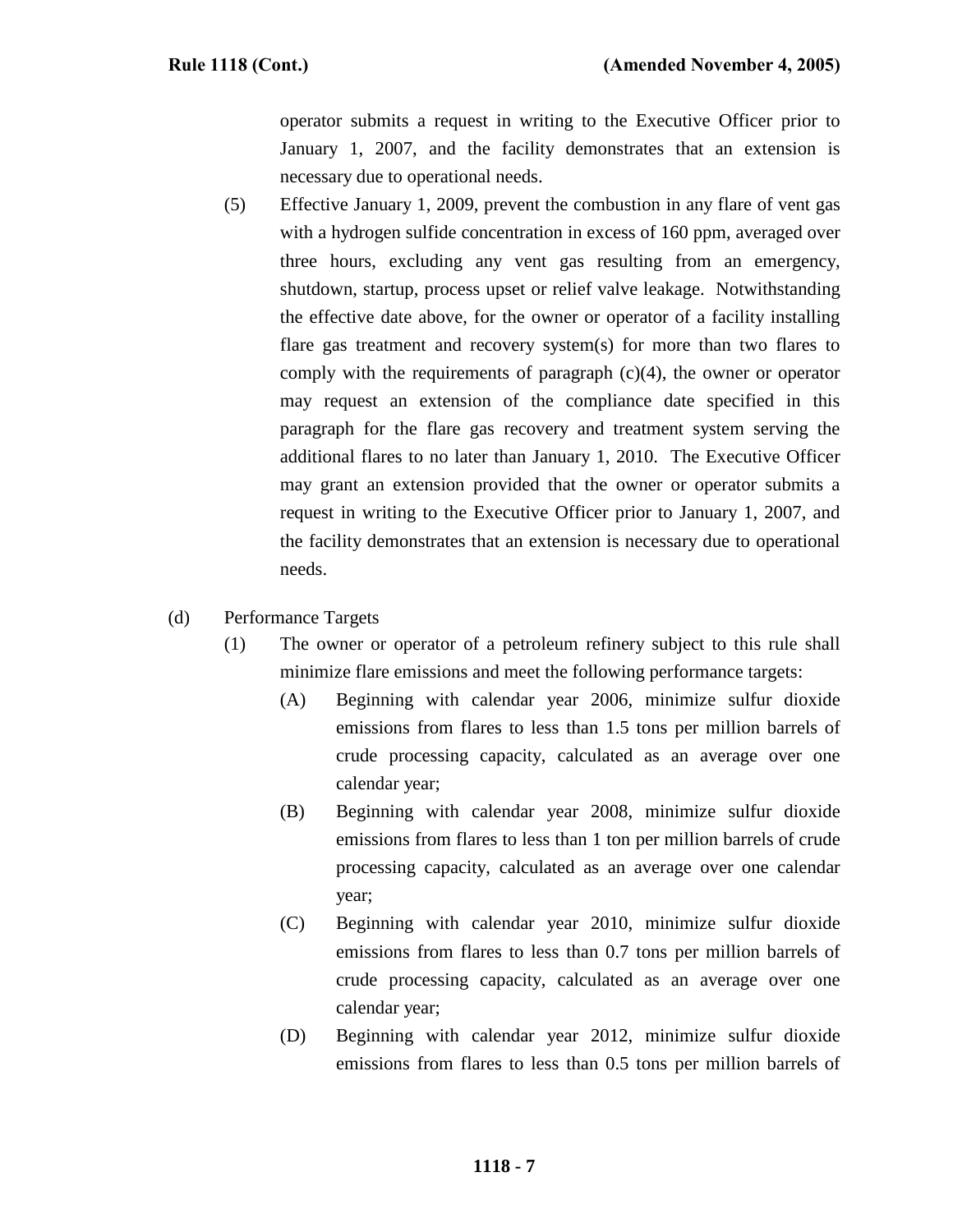operator submits a request in writing to the Executive Officer prior to January 1, 2007, and the facility demonstrates that an extension is necessary due to operational needs.

(5) Effective January 1, 2009, prevent the combustion in any flare of vent gas with a hydrogen sulfide concentration in excess of 160 ppm, averaged over three hours, excluding any vent gas resulting from an emergency, shutdown, startup, process upset or relief valve leakage. Notwithstanding the effective date above, for the owner or operator of a facility installing flare gas treatment and recovery system(s) for more than two flares to comply with the requirements of paragraph (c)(4), the owner or operator may request an extension of the compliance date specified in this paragraph for the flare gas recovery and treatment system serving the additional flares to no later than January 1, 2010. The Executive Officer may grant an extension provided that the owner or operator submits a request in writing to the Executive Officer prior to January 1, 2007, and the facility demonstrates that an extension is necessary due to operational needs.

(d) Performance Targets

(1) The owner or operator of a petroleum refinery subject to this rule shall minimize flare emissions and meet the following performance targets:

(A) Beginning with calendar year 2006, minimize sulfur dioxide emissions from flares to less than 1.5 tons per million barrels of crude processing capacity, calculated as an average over one calendar year;

(B) Beginning with calendar year 2008, minimize sulfur dioxide emissions from flares to less than 1 ton per million barrels of crude processing capacity, calculated as an average over one calendar year;

(C) Beginning with calendar year 2010, minimize sulfur dioxide emissions from flares to less than 0.7 tons per million barrels of crude processing capacity, calculated as an average over one calendar year;

(D) Beginning with calendar year 2012, minimize sulfur dioxide emissions from flares to less than 0.5 tons per million barrels of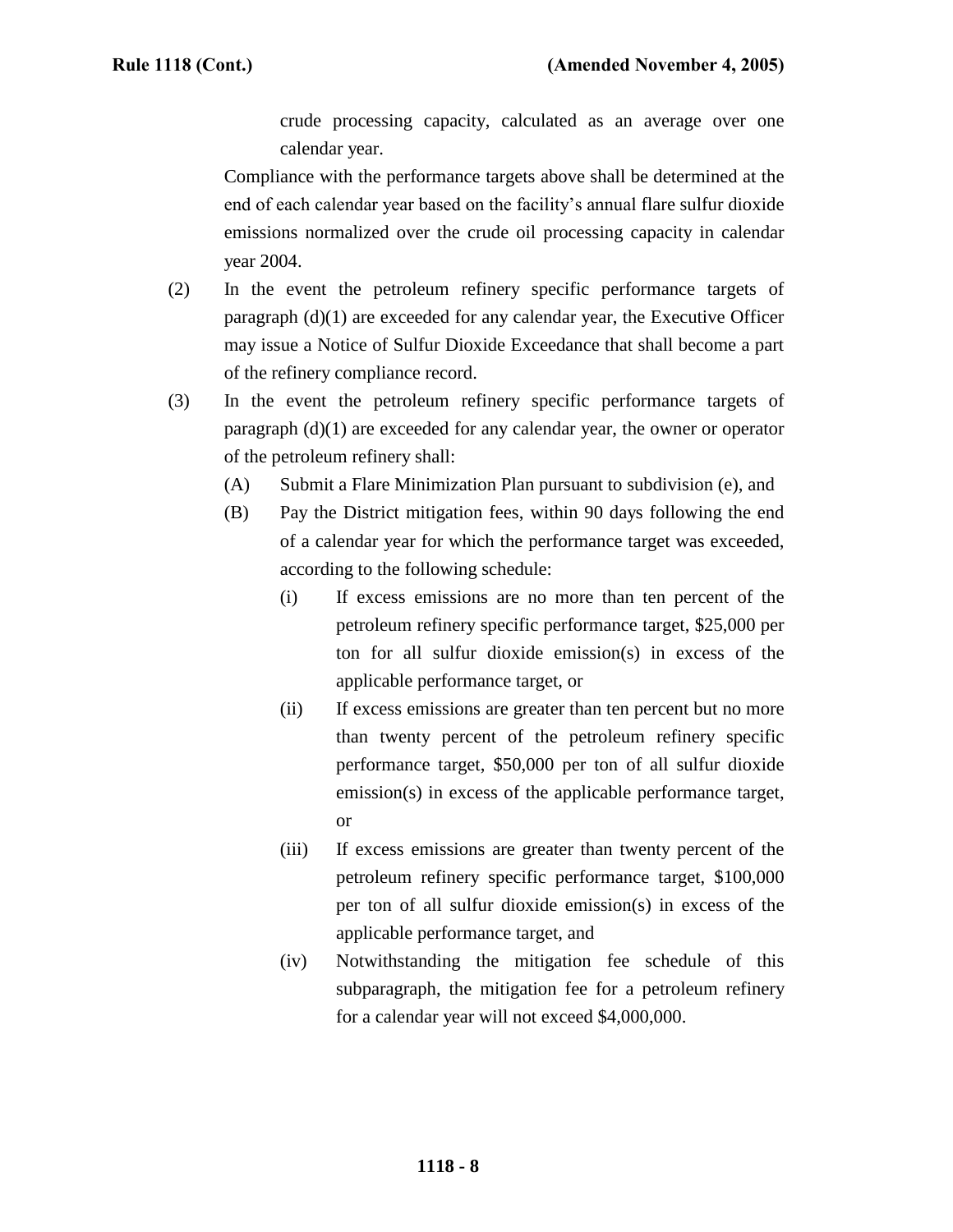crude processing capacity, calculated as an average over one calendar year.

Compliance with the performance targets above shall be determined at the end of each calendar year based on the facility's annual flare sulfur dioxide emissions normalized over the crude oil processing capacity in calendar year 2004.

(2) In the event the petroleum refinery specific performance targets of paragraph (d)(1) are exceeded for any calendar year, the Executive Officer may issue a Notice of Sulfur Dioxide Exceedance that shall become a part of the refinery compliance record.

(3) In the event the petroleum refinery specific performance targets of paragraph (d)(1) are exceeded for any calendar year, the owner or operator of the petroleum refinery shall:

(A) Submit a Flare Minimization Plan pursuant to subdivision (e), and

(B) Pay the District mitigation fees, within 90 days following the end of a calendar year for which the performance target was exceeded, according to the following schedule:

(i) If excess emissions are no more than ten percent of the petroleum refinery specific performance target, $25,000 per ton for all sulfur dioxide emission(s) in excess of the applicable performance target, or

(ii) If excess emissions are greater than ten percent but no more than twenty percent of the petroleum refinery specific performance target, $50,000 per ton of all sulfur dioxide emission(s) in excess of the applicable performance target, or

(iii) If excess emissions are greater than twenty percent of the petroleum refinery specific performance target, $100,000 per ton of all sulfur dioxide emission(s) in excess of the applicable performance target, and

(iv) Notwithstanding the mitigation fee schedule of this subparagraph, the mitigation fee for a petroleum refinery for a calendar year will not exceed $4,000,000.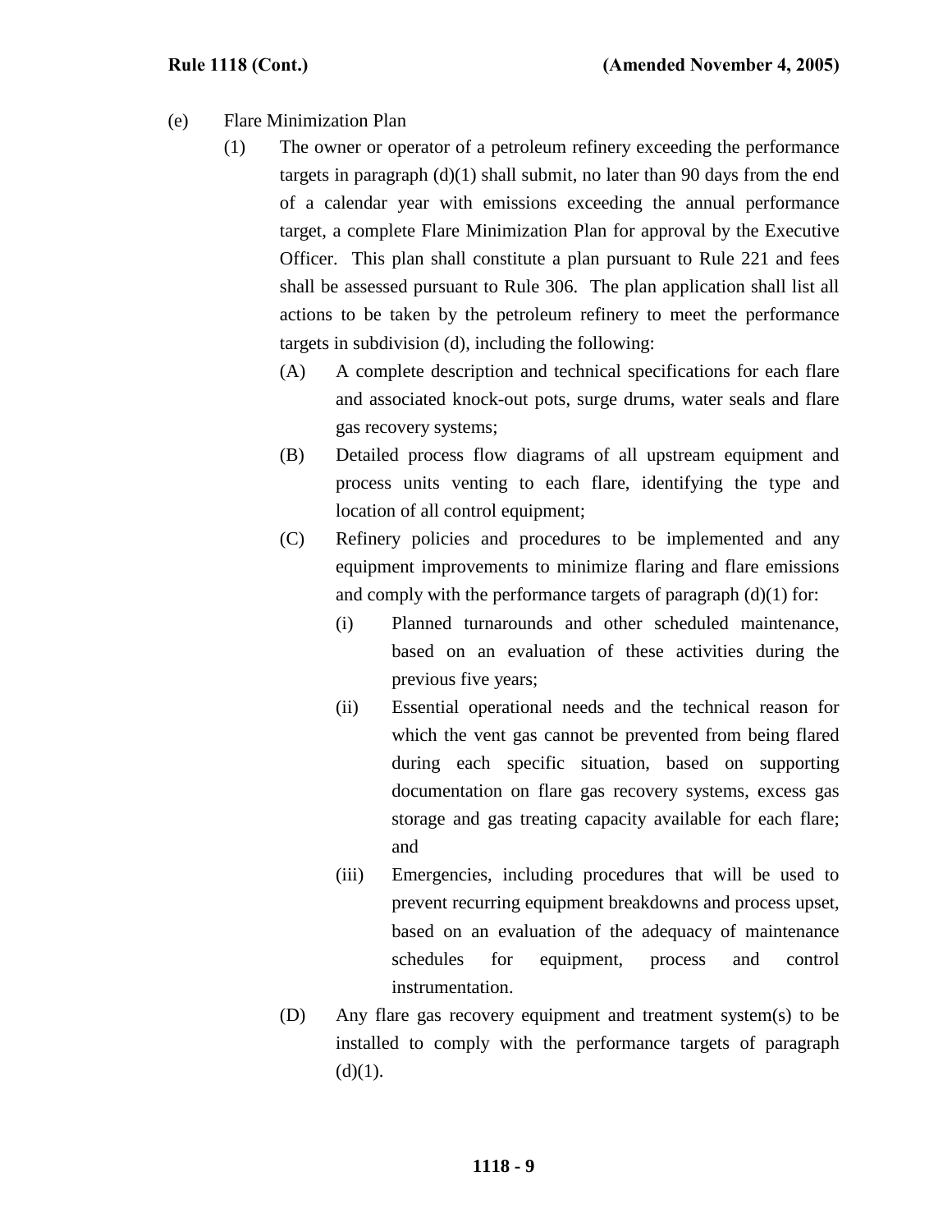(e) Flare Minimization Plan

(1) The owner or operator of a petroleum refinery exceeding the performance targets in paragraph (d)(1) shall submit, no later than 90 days from the end of a calendar year with emissions exceeding the annual performance target, a complete Flare Minimization Plan for approval by the Executive Officer. This plan shall constitute a plan pursuant to Rule 221 and fees shall be assessed pursuant to Rule 306. The plan application shall list all actions to be taken by the petroleum refinery to meet the performance targets in subdivision (d), including the following:

(A) A complete description and technical specifications for each flare and associated knock-out pots, surge drums, water seals and flare gas recovery systems;

(B) Detailed process flow diagrams of all upstream equipment and process units venting to each flare, identifying the type and location of all control equipment;

(C) Refinery policies and procedures to be implemented and any equipment improvements to minimize flaring and flare emissions and comply with the performance targets of paragraph (d)(1) for:

(i) Planned turnarounds and other scheduled maintenance, based on an evaluation of these activities during the previous five years;

(ii) Essential operational needs and the technical reason for which the vent gas cannot be prevented from being flared during each specific situation, based on supporting documentation on flare gas recovery systems, excess gas storage and gas treating capacity available for each flare; and

(iii) Emergencies, including procedures that will be used to prevent recurring equipment breakdowns and process upset, based on an evaluation of the adequacy of maintenance schedules for equipment, process and control instrumentation.

(D) Any flare gas recovery equipment and treatment system(s) to be installed to comply with the performance targets of paragraph (d)(1).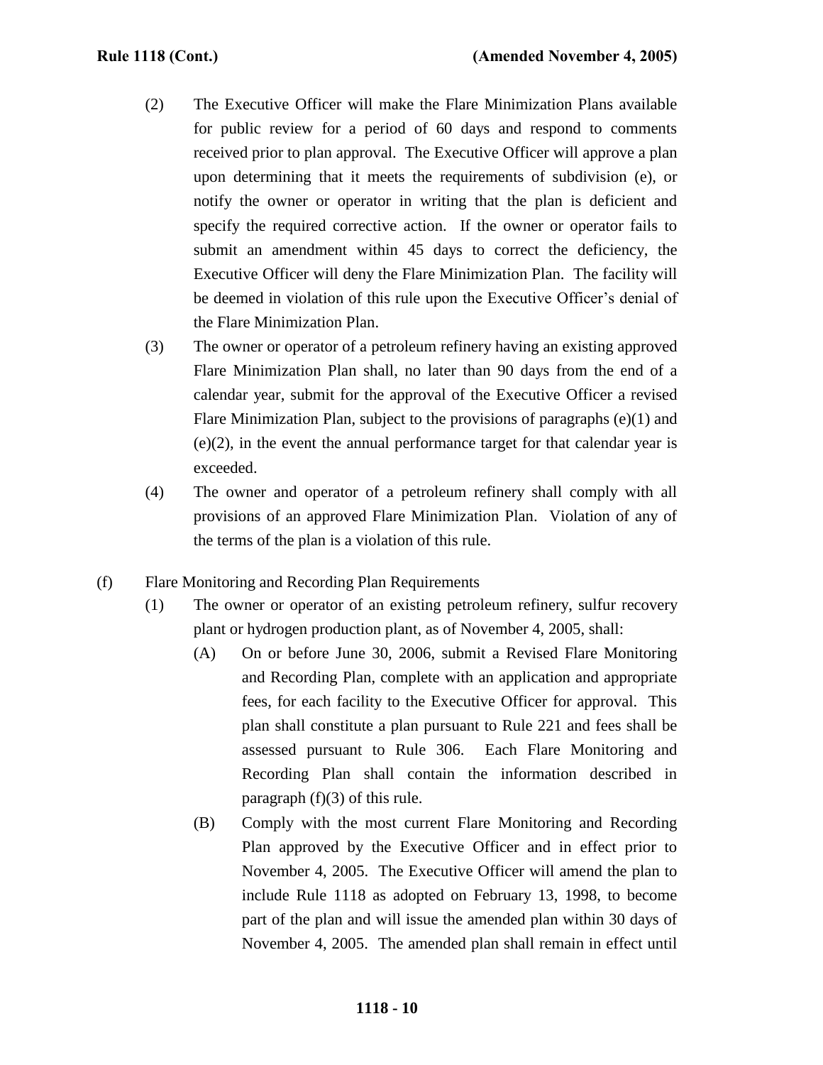(2) The Executive Officer will make the Flare Minimization Plans available for public review for a period of 60 days and respond to comments received prior to plan approval. The Executive Officer will approve a plan upon determining that it meets the requirements of subdivision (e), or notify the owner or operator in writing that the plan is deficient and specify the required corrective action. If the owner or operator fails to submit an amendment within 45 days to correct the deficiency, the Executive Officer will deny the Flare Minimization Plan. The facility will be deemed in violation of this rule upon the Executive Officer's denial of the Flare Minimization Plan.

(3) The owner or operator of a petroleum refinery having an existing approved Flare Minimization Plan shall, no later than 90 days from the end of a calendar year, submit for the approval of the Executive Officer a revised Flare Minimization Plan, subject to the provisions of paragraphs (e)(1) and (e)(2), in the event the annual performance target for that calendar year is exceeded.

(4) The owner and operator of a petroleum refinery shall comply with all provisions of an approved Flare Minimization Plan. Violation of any of the terms of the plan is a violation of this rule.

(f) Flare Monitoring and Recording Plan Requirements

(1) The owner or operator of an existing petroleum refinery, sulfur recovery plant or hydrogen production plant, as of November 4, 2005, shall:

(A) On or before June 30, 2006, submit a Revised Flare Monitoring and Recording Plan, complete with an application and appropriate fees, for each facility to the Executive Officer for approval. This plan shall constitute a plan pursuant to Rule 221 and fees shall be assessed pursuant to Rule 306. Each Flare Monitoring and Recording Plan shall contain the information described in paragraph (f)(3) of this rule.

(B) Comply with the most current Flare Monitoring and Recording Plan approved by the Executive Officer and in effect prior to November 4, 2005. The Executive Officer will amend the plan to include Rule 1118 as adopted on February 13, 1998, to become part of the plan and will issue the amended plan within 30 days of November 4, 2005. The amended plan shall remain in effect until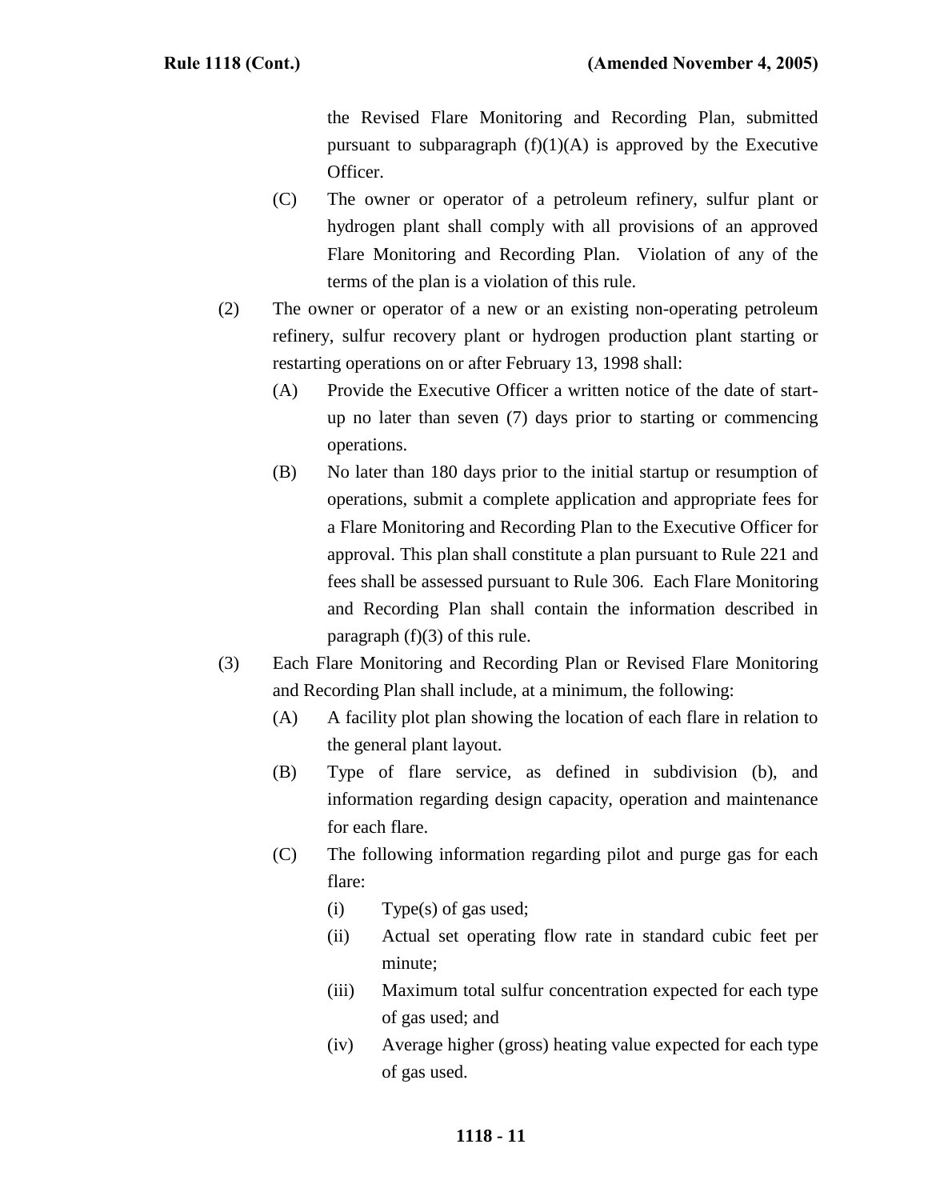the Revised Flare Monitoring and Recording Plan, submitted pursuant to subparagraph (f)(1)(A) is approved by the Executive Officer.

(C) The owner or operator of a petroleum refinery, sulfur plant or hydrogen plant shall comply with all provisions of an approved Flare Monitoring and Recording Plan. Violation of any of the terms of the plan is a violation of this rule.

(2) The owner or operator of a new or an existing non-operating petroleum refinery, sulfur recovery plant or hydrogen production plant starting or restarting operations on or after February 13, 1998 shall:

(A) Provide the Executive Officer a written notice of the date of start-up no later than seven (7) days prior to starting or commencing operations.

(B) No later than 180 days prior to the initial startup or resumption of operations, submit a complete application and appropriate fees for a Flare Monitoring and Recording Plan to the Executive Officer for approval. This plan shall constitute a plan pursuant to Rule 221 and fees shall be assessed pursuant to Rule 306. Each Flare Monitoring and Recording Plan shall contain the information described in paragraph (f)(3) of this rule.

(3) Each Flare Monitoring and Recording Plan or Revised Flare Monitoring and Recording Plan shall include, at a minimum, the following:

(A) A facility plot plan showing the location of each flare in relation to the general plant layout.

(B) Type of flare service, as defined in subdivision (b), and information regarding design capacity, operation and maintenance for each flare.

(C) The following information regarding pilot and purge gas for each flare:

(i) Type(s) of gas used;

(ii) Actual set operating flow rate in standard cubic feet per minute;

(iii) Maximum total sulfur concentration expected for each type of gas used; and

(iv) Average higher (gross) heating value expected for each type of gas used.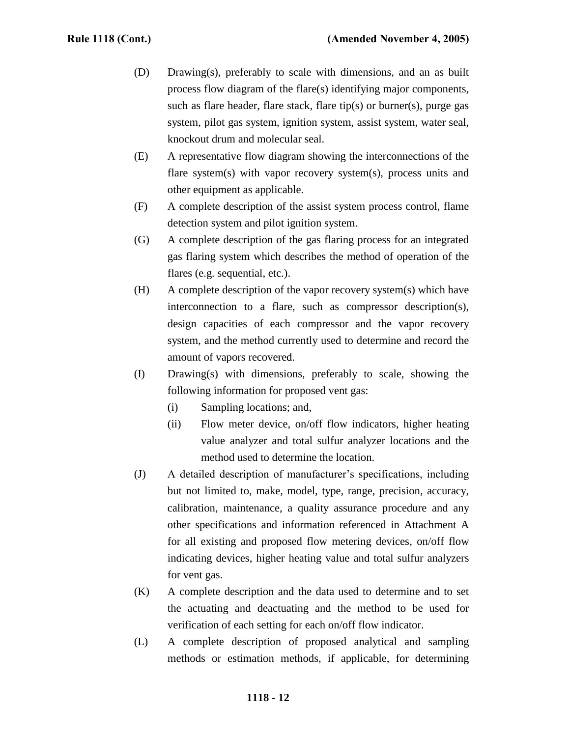(D) Drawing(s), preferably to scale with dimensions, and an as built process flow diagram of the flare(s) identifying major components, such as flare header, flare stack, flare tip(s) or burner(s), purge gas system, pilot gas system, ignition system, assist system, water seal, knockout drum and molecular seal.

(E) A representative flow diagram showing the interconnections of the flare system(s) with vapor recovery system(s), process units and other equipment as applicable.

(F) A complete description of the assist system process control, flame detection system and pilot ignition system.

(G) A complete description of the gas flaring process for an integrated gas flaring system which describes the method of operation of the flares (e.g. sequential, etc.).

(H) A complete description of the vapor recovery system(s) which have interconnection to a flare, such as compressor description(s), design capacities of each compressor and the vapor recovery system, and the method currently used to determine and record the amount of vapors recovered.

(I) Drawing(s) with dimensions, preferably to scale, showing the following information for proposed vent gas:

  (i) Sampling locations; and,

  (ii) Flow meter device, on/off flow indicators, higher heating value analyzer and total sulfur analyzer locations and the method used to determine the location.

(J) A detailed description of manufacturer's specifications, including but not limited to, make, model, type, range, precision, accuracy, calibration, maintenance, a quality assurance procedure and any other specifications and information referenced in Attachment A for all existing and proposed flow metering devices, on/off flow indicating devices, higher heating value and total sulfur analyzers for vent gas.

(K) A complete description and the data used to determine and to set the actuating and deactuating and the method to be used for verification of each setting for each on/off flow indicator.

(L) A complete description of proposed analytical and sampling methods or estimation methods, if applicable, for determining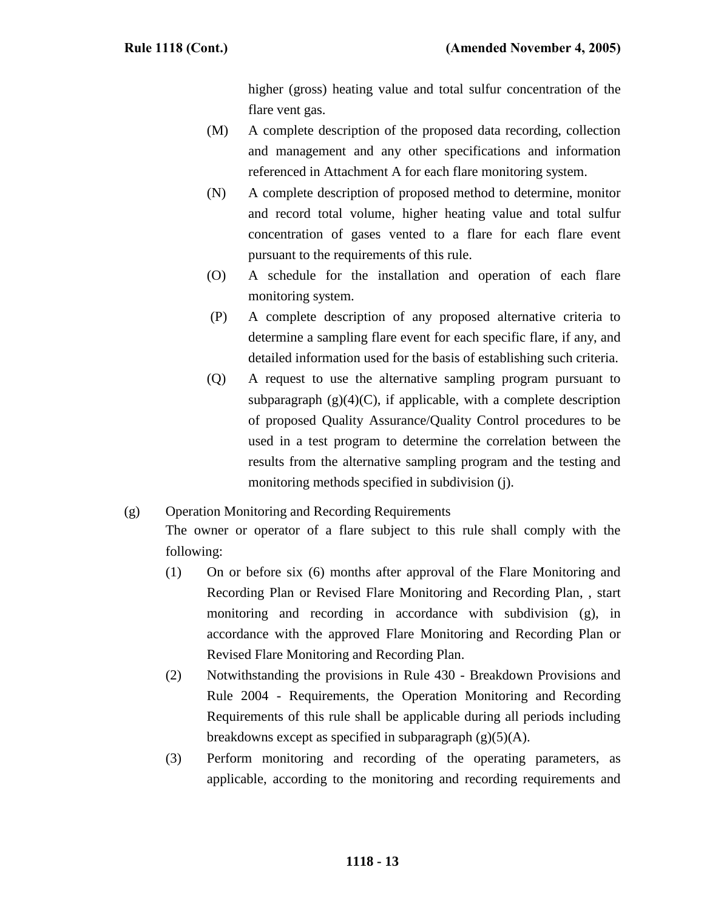higher (gross) heating value and total sulfur concentration of the flare vent gas.

(M) A complete description of the proposed data recording, collection and management and any other specifications and information referenced in Attachment A for each flare monitoring system.

(N) A complete description of proposed method to determine, monitor and record total volume, higher heating value and total sulfur concentration of gases vented to a flare for each flare event pursuant to the requirements of this rule.

(O) A schedule for the installation and operation of each flare monitoring system.

(P) A complete description of any proposed alternative criteria to determine a sampling flare event for each specific flare, if any, and detailed information used for the basis of establishing such criteria.

(Q) A request to use the alternative sampling program pursuant to subparagraph (g)(4)(C), if applicable, with a complete description of proposed Quality Assurance/Quality Control procedures to be used in a test program to determine the correlation between the results from the alternative sampling program and the testing and monitoring methods specified in subdivision (j).

(g) Operation Monitoring and Recording Requirements

The owner or operator of a flare subject to this rule shall comply with the following:

(1) On or before six (6) months after approval of the Flare Monitoring and Recording Plan or Revised Flare Monitoring and Recording Plan, , start monitoring and recording in accordance with subdivision (g), in accordance with the approved Flare Monitoring and Recording Plan or Revised Flare Monitoring and Recording Plan.

(2) Notwithstanding the provisions in Rule 430 - Breakdown Provisions and Rule 2004 - Requirements, the Operation Monitoring and Recording Requirements of this rule shall be applicable during all periods including breakdowns except as specified in subparagraph (g)(5)(A).

(3) Perform monitoring and recording of the operating parameters, as applicable, according to the monitoring and recording requirements and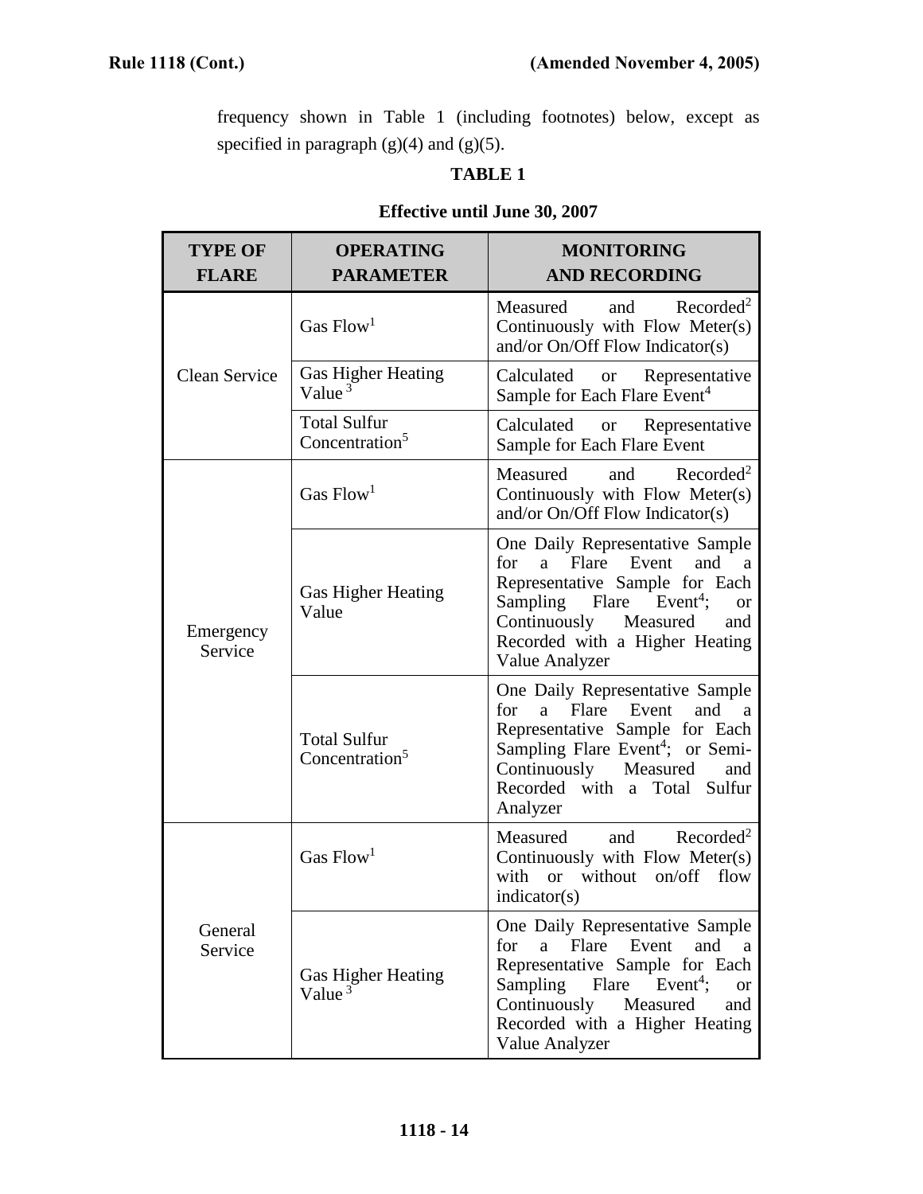frequency shown in Table 1 (including footnotes) below, except as specified in paragraph (g)(4) and (g)(5).

**TABLE 1**

**Effective until June 30, 2007**

| TYPE OF FLARE | OPERATING PARAMETER | MONITORING AND RECORDING |
|---|---|---|
| Clean Service | Gas Flow[1] | Measured and Recorded[2] Continuously with Flow Meter(s) and/or On/Off Flow Indicator(s) |
| | Gas Higher Heating Value [3] | Calculated or Representative Sample for Each Flare Event[4] |
| | Total Sulfur Concentration[5] | Calculated or Representative Sample for Each Flare Event |
| Emergency Service | Gas Flow[1] | Measured and Recorded[2] Continuously with Flow Meter(s) and/or On/Off Flow Indicator(s) |
| | Gas Higher Heating Value | One Daily Representative Sample for a Flare Event and a Representative Sample for Each Sampling Flare Event[4]; or Continuously Measured and Recorded with a Higher Heating Value Analyzer |
| | Total Sulfur Concentration[5] | One Daily Representative Sample for a Flare Event and a Representative Sample for Each Sampling Flare Event[4]; or Semi-Continuously Measured and Recorded with a Total Sulfur Analyzer |
| General Service | Gas Flow[1] | Measured and Recorded[2] Continuously with Flow Meter(s) with or without on/off flow indicator(s) |
| | Gas Higher Heating Value [3] | One Daily Representative Sample for a Flare Event and a Representative Sample for Each Sampling Flare Event[4]; or Continuously Measured and Recorded with a Higher Heating Value Analyzer |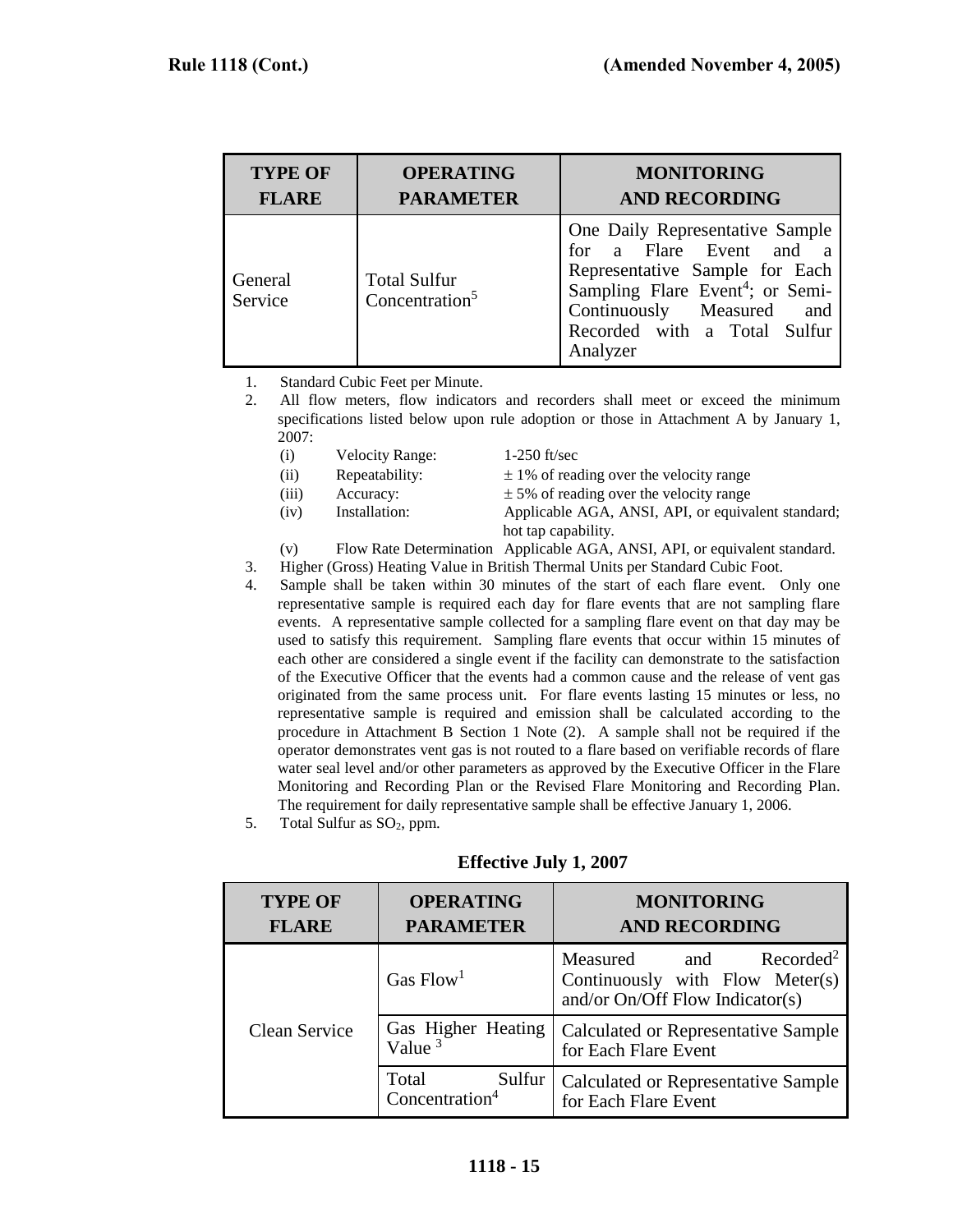| TYPE OF FLARE | OPERATING PARAMETER | MONITORING AND RECORDING |
|---|---|---|
| General Service | Total Sulfur Concentration[5] | One Daily Representative Sample for a Flare Event and a Representative Sample for Each Sampling Flare Event[4]; or Semi-Continuously Measured and Recorded with a Total Sulfur Analyzer |

1. Standard Cubic Feet per Minute.
2. All flow meters, flow indicators and recorders shall meet or exceed the minimum specifications listed below upon rule adoption or those in Attachment A by January 1, 2007:
   - (i) Velocity Range: 1-250 ft/sec
   - (ii) Repeatability: ± 1% of reading over the velocity range
   - (iii) Accuracy: ± 5% of reading over the velocity range
   - (iv) Installation: Applicable AGA, ANSI, API, or equivalent standard; hot tap capability.
   - (v) Flow Rate Determination Applicable AGA, ANSI, API, or equivalent standard.
3. Higher (Gross) Heating Value in British Thermal Units per Standard Cubic Foot.
4. Sample shall be taken within 30 minutes of the start of each flare event. Only one representative sample is required each day for flare events that are not sampling flare events. A representative sample collected for a sampling flare event on that day may be used to satisfy this requirement. Sampling flare events that occur within 15 minutes of each other are considered a single event if the facility can demonstrate to the satisfaction of the Executive Officer that the events had a common cause and the release of vent gas originated from the same process unit. For flare events lasting 15 minutes or less, no representative sample is required and emission shall be calculated according to the procedure in Attachment B Section 1 Note (2). A sample shall not be required if the operator demonstrates vent gas is not routed to a flare based on verifiable records of flare water seal level and/or other parameters as approved by the Executive Officer in the Flare Monitoring and Recording Plan or the Revised Flare Monitoring and Recording Plan. The requirement for daily representative sample shall be effective January 1, 2006.
5. Total Sulfur as $SO_2$, ppm.

**Effective July 1, 2007**

| TYPE OF FLARE | OPERATING PARAMETER | MONITORING AND RECORDING |
|---|---|---|
| Clean Service | Gas Flow[1] | Measured and Recorded[2] Continuously with Flow Meter(s) and/or On/Off Flow Indicator(s) |
| | Gas Higher Heating Value [3] | Calculated or Representative Sample for Each Flare Event |
| | Total Sulfur Concentration[4] | Calculated or Representative Sample for Each Flare Event |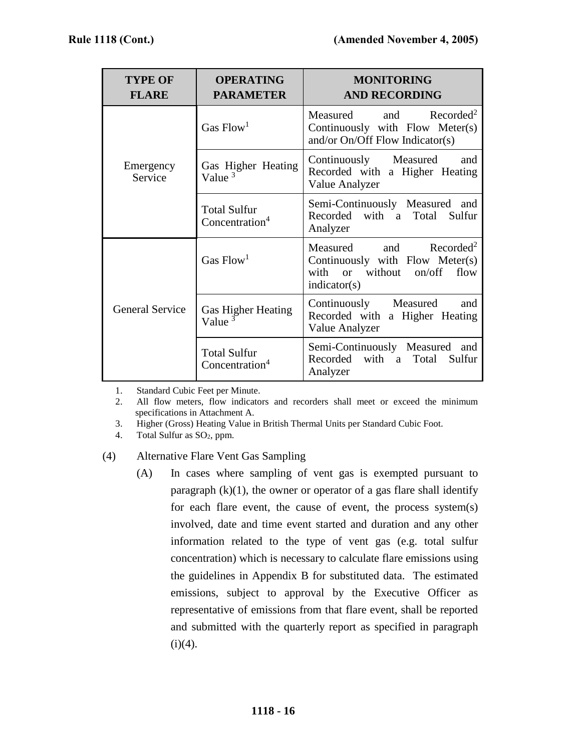| TYPE OF FLARE | OPERATING PARAMETER | MONITORING AND RECORDING |
|---|---|---|
| Emergency Service | Gas Flow[1] | Measured and Recorded[2] Continuously with Flow Meter(s) and/or On/Off Flow Indicator(s) |
| | Gas Higher Heating Value [3] | Continuously Measured and Recorded with a Higher Heating Value Analyzer |
| | Total Sulfur Concentration[4] | Semi-Continuously Measured and Recorded with a Total Sulfur Analyzer |
| General Service | Gas Flow[1] | Measured and Recorded[2] Continuously with Flow Meter(s) with or without on/off flow indicator(s) |
| | Gas Higher Heating Value [3] | Continuously Measured and Recorded with a Higher Heating Value Analyzer |
| | Total Sulfur Concentration[4] | Semi-Continuously Measured and Recorded with a Total Sulfur Analyzer |

1. Standard Cubic Feet per Minute.
2. All flow meters, flow indicators and recorders shall meet or exceed the minimum specifications in Attachment A.
3. Higher (Gross) Heating Value in British Thermal Units per Standard Cubic Foot.
4. Total Sulfur as $SO_2$, ppm.

(4) Alternative Flare Vent Gas Sampling

(A) In cases where sampling of vent gas is exempted pursuant to paragraph (k)(1), the owner or operator of a gas flare shall identify for each flare event, the cause of event, the process system(s) involved, date and time event started and duration and any other information related to the type of vent gas (e.g. total sulfur concentration) which is necessary to calculate flare emissions using the guidelines in Appendix B for substituted data. The estimated emissions, subject to approval by the Executive Officer as representative of emissions from that flare event, shall be reported and submitted with the quarterly report as specified in paragraph (i)(4).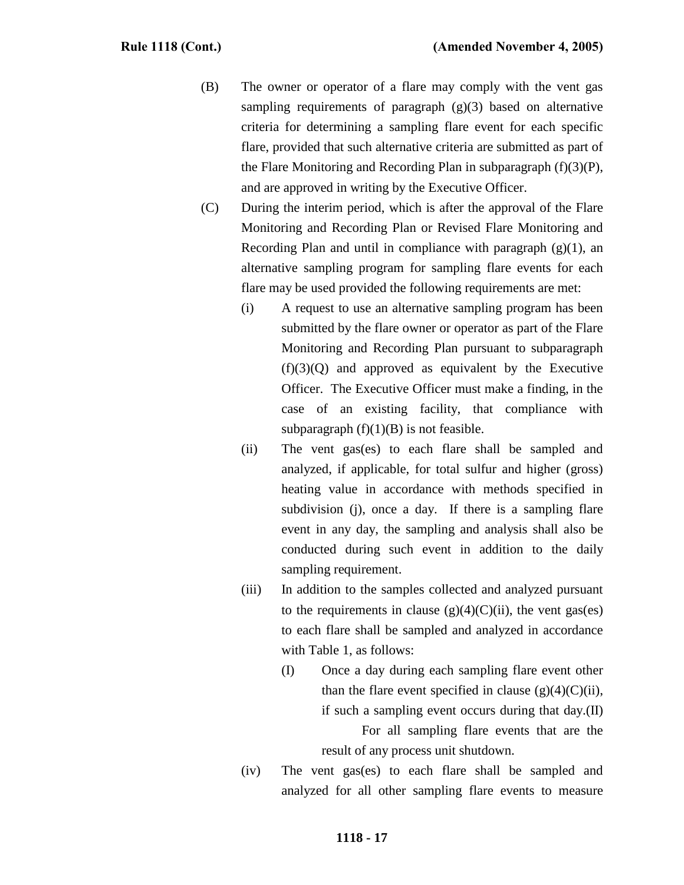(B) The owner or operator of a flare may comply with the vent gas sampling requirements of paragraph (g)(3) based on alternative criteria for determining a sampling flare event for each specific flare, provided that such alternative criteria are submitted as part of the Flare Monitoring and Recording Plan in subparagraph (f)(3)(P), and are approved in writing by the Executive Officer.

(C) During the interim period, which is after the approval of the Flare Monitoring and Recording Plan or Revised Flare Monitoring and Recording Plan and until in compliance with paragraph (g)(1), an alternative sampling program for sampling flare events for each flare may be used provided the following requirements are met:

(i) A request to use an alternative sampling program has been submitted by the flare owner or operator as part of the Flare Monitoring and Recording Plan pursuant to subparagraph (f)(3)(Q) and approved as equivalent by the Executive Officer. The Executive Officer must make a finding, in the case of an existing facility, that compliance with subparagraph (f)(1)(B) is not feasible.

(ii) The vent gas(es) to each flare shall be sampled and analyzed, if applicable, for total sulfur and higher (gross) heating value in accordance with methods specified in subdivision (j), once a day. If there is a sampling flare event in any day, the sampling and analysis shall also be conducted during such event in addition to the daily sampling requirement.

(iii) In addition to the samples collected and analyzed pursuant to the requirements in clause (g)(4)(C)(ii), the vent gas(es) to each flare shall be sampled and analyzed in accordance with Table 1, as follows:

(I) Once a day during each sampling flare event other than the flare event specified in clause (g)(4)(C)(ii), if such a sampling event occurs during that day.

(II) For all sampling flare events that are the result of any process unit shutdown.

(iv) The vent gas(es) to each flare shall be sampled and analyzed for all other sampling flare events to measure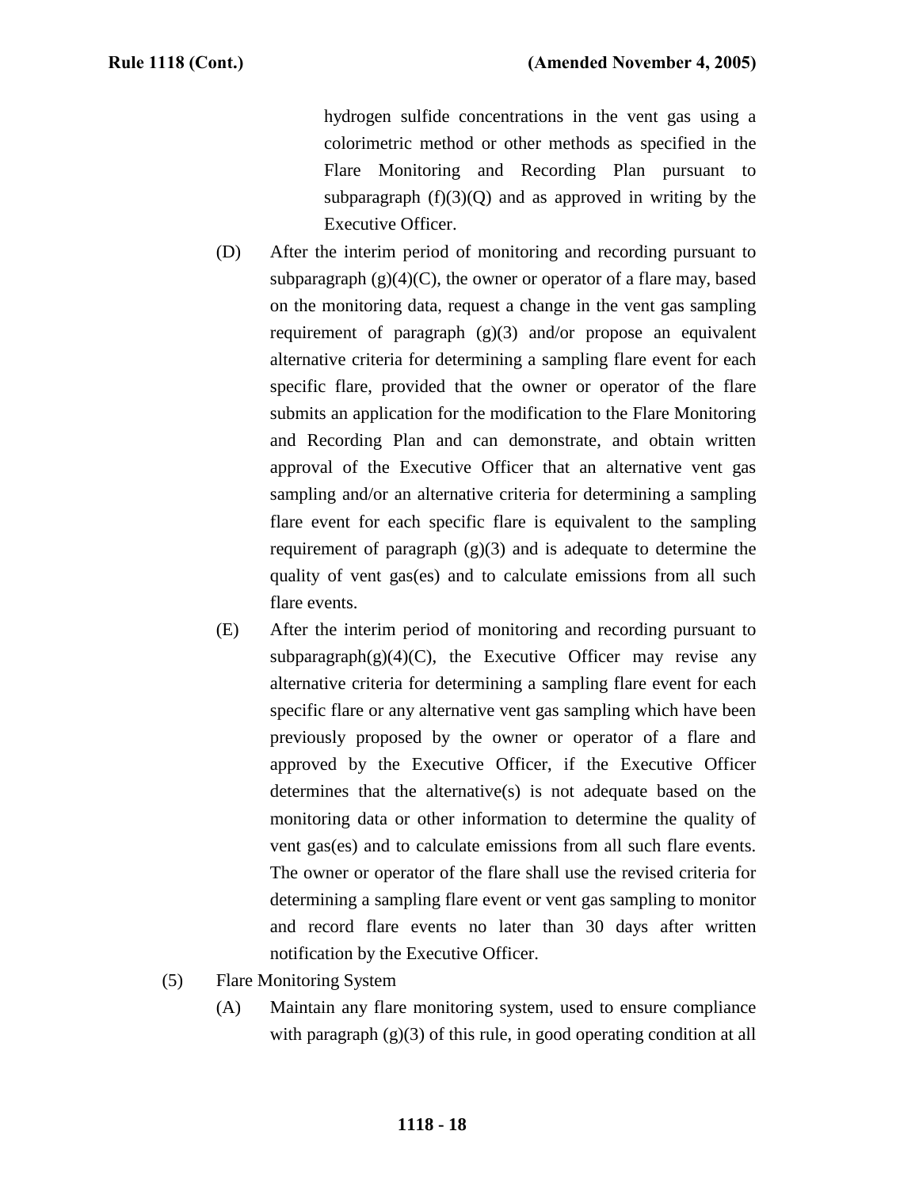hydrogen sulfide concentrations in the vent gas using a colorimetric method or other methods as specified in the Flare Monitoring and Recording Plan pursuant to subparagraph (f)(3)(Q) and as approved in writing by the Executive Officer.

(D) After the interim period of monitoring and recording pursuant to subparagraph (g)(4)(C), the owner or operator of a flare may, based on the monitoring data, request a change in the vent gas sampling requirement of paragraph (g)(3) and/or propose an equivalent alternative criteria for determining a sampling flare event for each specific flare, provided that the owner or operator of the flare submits an application for the modification to the Flare Monitoring and Recording Plan and can demonstrate, and obtain written approval of the Executive Officer that an alternative vent gas sampling and/or an alternative criteria for determining a sampling flare event for each specific flare is equivalent to the sampling requirement of paragraph (g)(3) and is adequate to determine the quality of vent gas(es) and to calculate emissions from all such flare events.

(E) After the interim period of monitoring and recording pursuant to subparagraph(g)(4)(C), the Executive Officer may revise any alternative criteria for determining a sampling flare event for each specific flare or any alternative vent gas sampling which have been previously proposed by the owner or operator of a flare and approved by the Executive Officer, if the Executive Officer determines that the alternative(s) is not adequate based on the monitoring data or other information to determine the quality of vent gas(es) and to calculate emissions from all such flare events. The owner or operator of the flare shall use the revised criteria for determining a sampling flare event or vent gas sampling to monitor and record flare events no later than 30 days after written notification by the Executive Officer.

(5) Flare Monitoring System

(A) Maintain any flare monitoring system, used to ensure compliance with paragraph (g)(3) of this rule, in good operating condition at all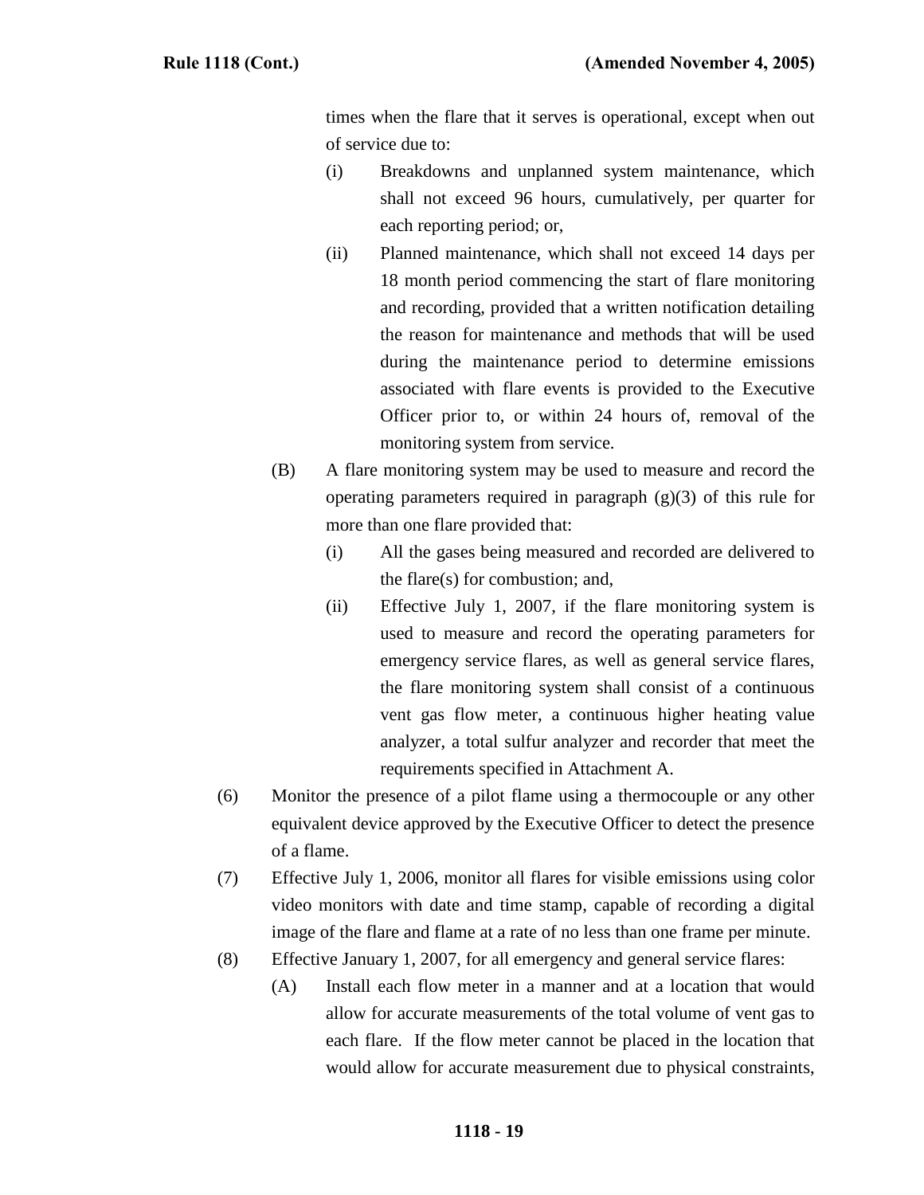times when the flare that it serves is operational, except when out of service due to:

(i) Breakdowns and unplanned system maintenance, which shall not exceed 96 hours, cumulatively, per quarter for each reporting period; or,

(ii) Planned maintenance, which shall not exceed 14 days per 18 month period commencing the start of flare monitoring and recording, provided that a written notification detailing the reason for maintenance and methods that will be used during the maintenance period to determine emissions associated with flare events is provided to the Executive Officer prior to, or within 24 hours of, removal of the monitoring system from service.

(B) A flare monitoring system may be used to measure and record the operating parameters required in paragraph (g)(3) of this rule for more than one flare provided that:

(i) All the gases being measured and recorded are delivered to the flare(s) for combustion; and,

(ii) Effective July 1, 2007, if the flare monitoring system is used to measure and record the operating parameters for emergency service flares, as well as general service flares, the flare monitoring system shall consist of a continuous vent gas flow meter, a continuous higher heating value analyzer, a total sulfur analyzer and recorder that meet the requirements specified in Attachment A.

(6) Monitor the presence of a pilot flame using a thermocouple or any other equivalent device approved by the Executive Officer to detect the presence of a flame.

(7) Effective July 1, 2006, monitor all flares for visible emissions using color video monitors with date and time stamp, capable of recording a digital image of the flare and flame at a rate of no less than one frame per minute.

(8) Effective January 1, 2007, for all emergency and general service flares:

(A) Install each flow meter in a manner and at a location that would allow for accurate measurements of the total volume of vent gas to each flare. If the flow meter cannot be placed in the location that would allow for accurate measurement due to physical constraints,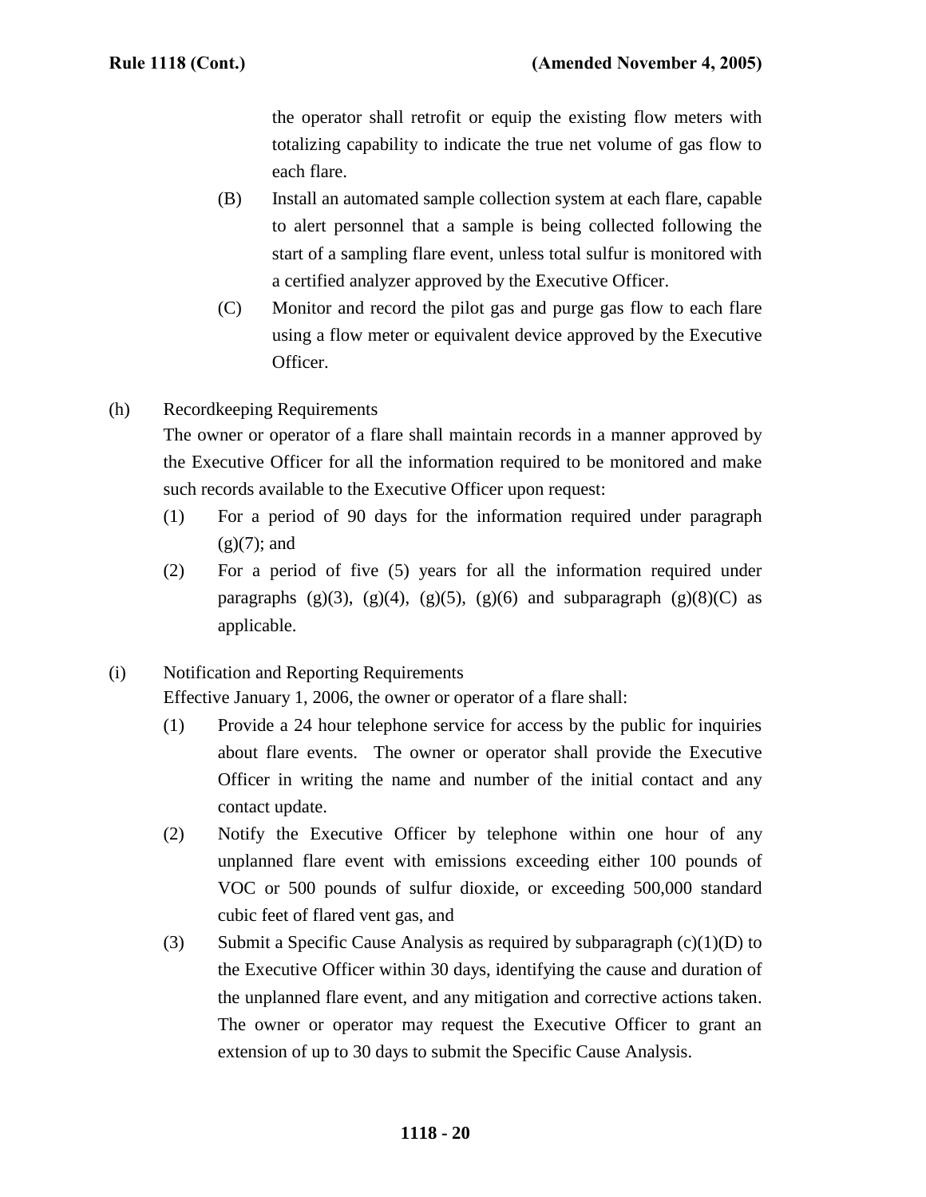the operator shall retrofit or equip the existing flow meters with totalizing capability to indicate the true net volume of gas flow to each flare.

(B) Install an automated sample collection system at each flare, capable to alert personnel that a sample is being collected following the start of a sampling flare event, unless total sulfur is monitored with a certified analyzer approved by the Executive Officer.

(C) Monitor and record the pilot gas and purge gas flow to each flare using a flow meter or equivalent device approved by the Executive Officer.

(h) Recordkeeping Requirements

The owner or operator of a flare shall maintain records in a manner approved by the Executive Officer for all the information required to be monitored and make such records available to the Executive Officer upon request:

(1) For a period of 90 days for the information required under paragraph (g)(7); and

(2) For a period of five (5) years for all the information required under paragraphs (g)(3), (g)(4), (g)(5), (g)(6) and subparagraph (g)(8)(C) as applicable.

(i) Notification and Reporting Requirements

Effective January 1, 2006, the owner or operator of a flare shall:

(1) Provide a 24 hour telephone service for access by the public for inquiries about flare events. The owner or operator shall provide the Executive Officer in writing the name and number of the initial contact and any contact update.

(2) Notify the Executive Officer by telephone within one hour of any unplanned flare event with emissions exceeding either 100 pounds of VOC or 500 pounds of sulfur dioxide, or exceeding 500,000 standard cubic feet of flared vent gas, and

(3) Submit a Specific Cause Analysis as required by subparagraph (c)(1)(D) to the Executive Officer within 30 days, identifying the cause and duration of the unplanned flare event, and any mitigation and corrective actions taken. The owner or operator may request the Executive Officer to grant an extension of up to 30 days to submit the Specific Cause Analysis.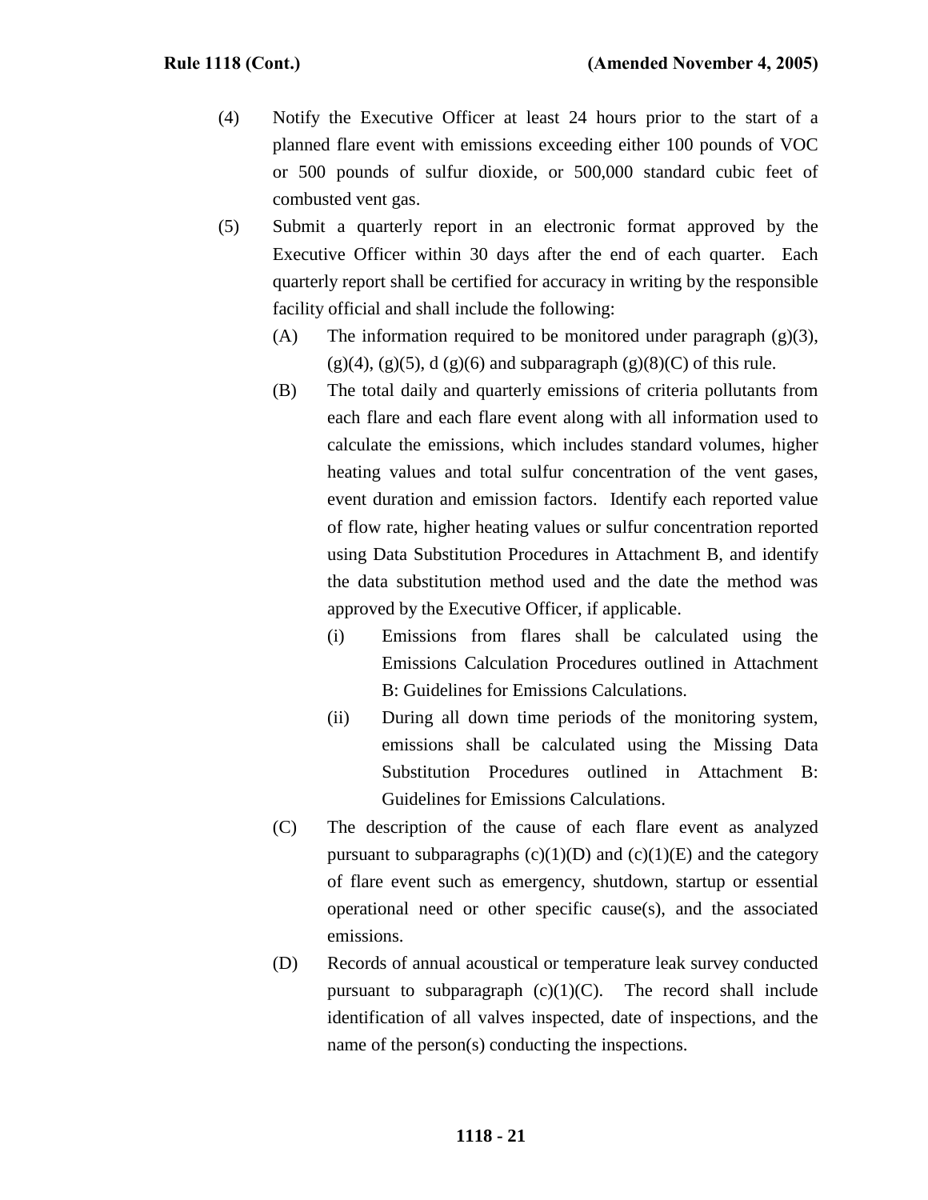(4) Notify the Executive Officer at least 24 hours prior to the start of a planned flare event with emissions exceeding either 100 pounds of VOC or 500 pounds of sulfur dioxide, or 500,000 standard cubic feet of combusted vent gas.

(5) Submit a quarterly report in an electronic format approved by the Executive Officer within 30 days after the end of each quarter. Each quarterly report shall be certified for accuracy in writing by the responsible facility official and shall include the following:

(A) The information required to be monitored under paragraph (g)(3), (g)(4), (g)(5), d (g)(6) and subparagraph (g)(8)(C) of this rule.

(B) The total daily and quarterly emissions of criteria pollutants from each flare and each flare event along with all information used to calculate the emissions, which includes standard volumes, higher heating values and total sulfur concentration of the vent gases, event duration and emission factors. Identify each reported value of flow rate, higher heating values or sulfur concentration reported using Data Substitution Procedures in Attachment B, and identify the data substitution method used and the date the method was approved by the Executive Officer, if applicable.

(i) Emissions from flares shall be calculated using the Emissions Calculation Procedures outlined in Attachment B: Guidelines for Emissions Calculations.

(ii) During all down time periods of the monitoring system, emissions shall be calculated using the Missing Data Substitution Procedures outlined in Attachment B: Guidelines for Emissions Calculations.

(C) The description of the cause of each flare event as analyzed pursuant to subparagraphs (c)(1)(D) and (c)(1)(E) and the category of flare event such as emergency, shutdown, startup or essential operational need or other specific cause(s), and the associated emissions.

(D) Records of annual acoustical or temperature leak survey conducted pursuant to subparagraph (c)(1)(C). The record shall include identification of all valves inspected, date of inspections, and the name of the person(s) conducting the inspections.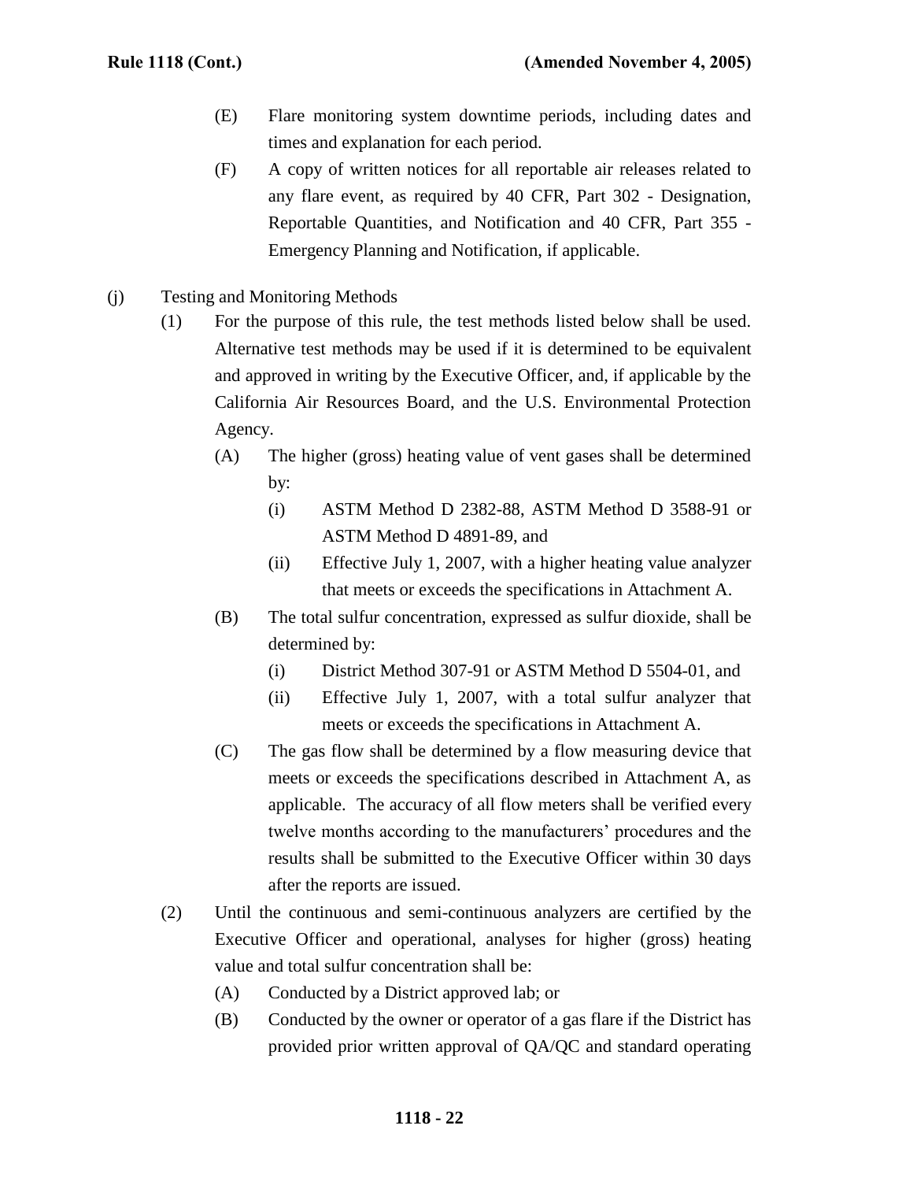(E) Flare monitoring system downtime periods, including dates and times and explanation for each period.

(F) A copy of written notices for all reportable air releases related to any flare event, as required by 40 CFR, Part 302 - Designation, Reportable Quantities, and Notification and 40 CFR, Part 355 - Emergency Planning and Notification, if applicable.

(j) Testing and Monitoring Methods

(1) For the purpose of this rule, the test methods listed below shall be used. Alternative test methods may be used if it is determined to be equivalent and approved in writing by the Executive Officer, and, if applicable by the California Air Resources Board, and the U.S. Environmental Protection Agency.

(A) The higher (gross) heating value of vent gases shall be determined by:

(i) ASTM Method D 2382-88, ASTM Method D 3588-91 or ASTM Method D 4891-89, and

(ii) Effective July 1, 2007, with a higher heating value analyzer that meets or exceeds the specifications in Attachment A.

(B) The total sulfur concentration, expressed as sulfur dioxide, shall be determined by:

(i) District Method 307-91 or ASTM Method D 5504-01, and

(ii) Effective July 1, 2007, with a total sulfur analyzer that meets or exceeds the specifications in Attachment A.

(C) The gas flow shall be determined by a flow measuring device that meets or exceeds the specifications described in Attachment A, as applicable. The accuracy of all flow meters shall be verified every twelve months according to the manufacturers' procedures and the results shall be submitted to the Executive Officer within 30 days after the reports are issued.

(2) Until the continuous and semi-continuous analyzers are certified by the Executive Officer and operational, analyses for higher (gross) heating value and total sulfur concentration shall be:

(A) Conducted by a District approved lab; or

(B) Conducted by the owner or operator of a gas flare if the District has provided prior written approval of QA/QC and standard operating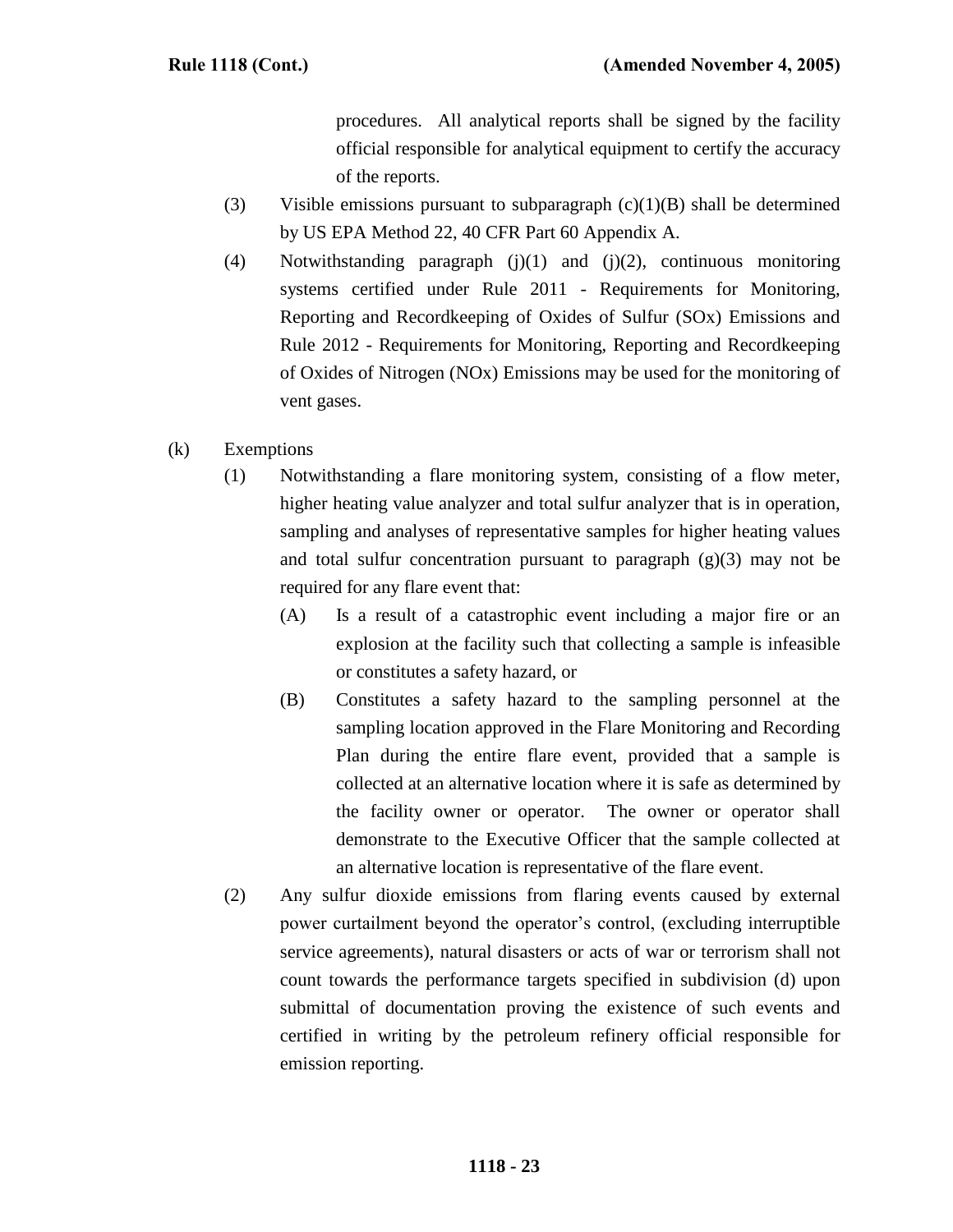procedures. All analytical reports shall be signed by the facility official responsible for analytical equipment to certify the accuracy of the reports.

(3) Visible emissions pursuant to subparagraph (c)(1)(B) shall be determined by US EPA Method 22, 40 CFR Part 60 Appendix A.

(4) Notwithstanding paragraph (j)(1) and (j)(2), continuous monitoring systems certified under Rule 2011 - Requirements for Monitoring, Reporting and Recordkeeping of Oxides of Sulfur (SOx) Emissions and Rule 2012 - Requirements for Monitoring, Reporting and Recordkeeping of Oxides of Nitrogen (NOx) Emissions may be used for the monitoring of vent gases.

(k) Exemptions

(1) Notwithstanding a flare monitoring system, consisting of a flow meter, higher heating value analyzer and total sulfur analyzer that is in operation, sampling and analyses of representative samples for higher heating values and total sulfur concentration pursuant to paragraph (g)(3) may not be required for any flare event that:

(A) Is a result of a catastrophic event including a major fire or an explosion at the facility such that collecting a sample is infeasible or constitutes a safety hazard, or

(B) Constitutes a safety hazard to the sampling personnel at the sampling location approved in the Flare Monitoring and Recording Plan during the entire flare event, provided that a sample is collected at an alternative location where it is safe as determined by the facility owner or operator. The owner or operator shall demonstrate to the Executive Officer that the sample collected at an alternative location is representative of the flare event.

(2) Any sulfur dioxide emissions from flaring events caused by external power curtailment beyond the operator's control, (excluding interruptible service agreements), natural disasters or acts of war or terrorism shall not count towards the performance targets specified in subdivision (d) upon submittal of documentation proving the existence of such events and certified in writing by the petroleum refinery official responsible for emission reporting.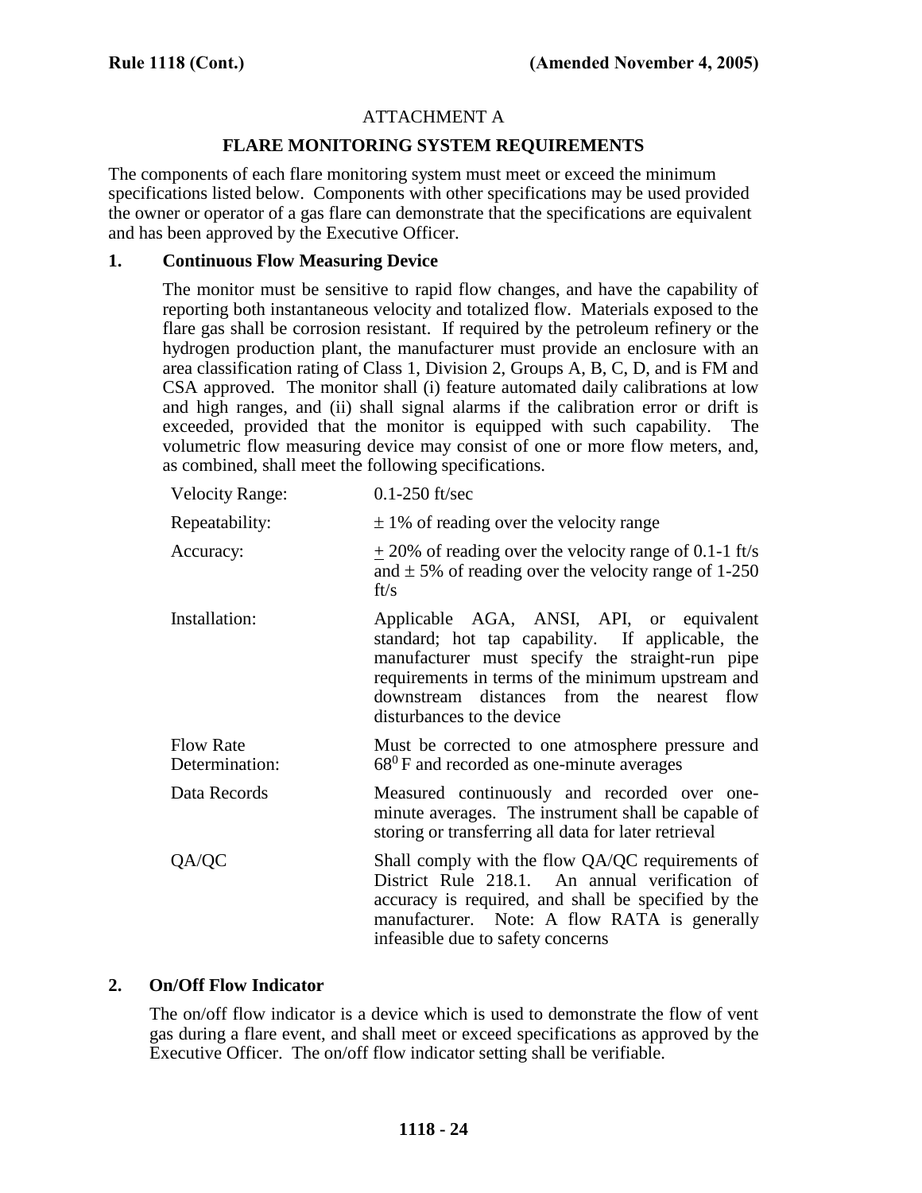ATTACHMENT A

**FLARE MONITORING SYSTEM REQUIREMENTS**

The components of each flare monitoring system must meet or exceed the minimum specifications listed below. Components with other specifications may be used provided the owner or operator of a gas flare can demonstrate that the specifications are equivalent and has been approved by the Executive Officer.

**1. Continuous Flow Measuring Device**

The monitor must be sensitive to rapid flow changes, and have the capability of reporting both instantaneous velocity and totalized flow. Materials exposed to the flare gas shall be corrosion resistant. If required by the petroleum refinery or the hydrogen production plant, the manufacturer must provide an enclosure with an area classification rating of Class 1, Division 2, Groups A, B, C, D, and is FM and CSA approved. The monitor shall (i) feature automated daily calibrations at low and high ranges, and (ii) shall signal alarms if the calibration error or drift is exceeded, provided that the monitor is equipped with such capability. The volumetric flow measuring device may consist of one or more flow meters, and, as combined, shall meet the following specifications.

| | |
|---|---|
| Velocity Range: | 0.1-250 ft/sec |
| Repeatability: | ± 1% of reading over the velocity range |
| Accuracy: | ± 20% of reading over the velocity range of 0.1-1 ft/s and ± 5% of reading over the velocity range of 1-250 ft/s |
| Installation: | Applicable AGA, ANSI, API, or equivalent standard; hot tap capability. If applicable, the manufacturer must specify the straight-run pipe requirements in terms of the minimum upstream and downstream distances from the nearest flow disturbances to the device |
| Flow Rate Determination: | Must be corrected to one atmosphere pressure and $68^0$ F and recorded as one-minute averages |
| Data Records | Measured continuously and recorded over one-minute averages. The instrument shall be capable of storing or transferring all data for later retrieval |
| QA/QC | Shall comply with the flow QA/QC requirements of District Rule 218.1. An annual verification of accuracy is required, and shall be specified by the manufacturer. Note: A flow RATA is generally infeasible due to safety concerns |

**2. On/Off Flow Indicator**

The on/off flow indicator is a device which is used to demonstrate the flow of vent gas during a flare event, and shall meet or exceed specifications as approved by the Executive Officer. The on/off flow indicator setting shall be verifiable.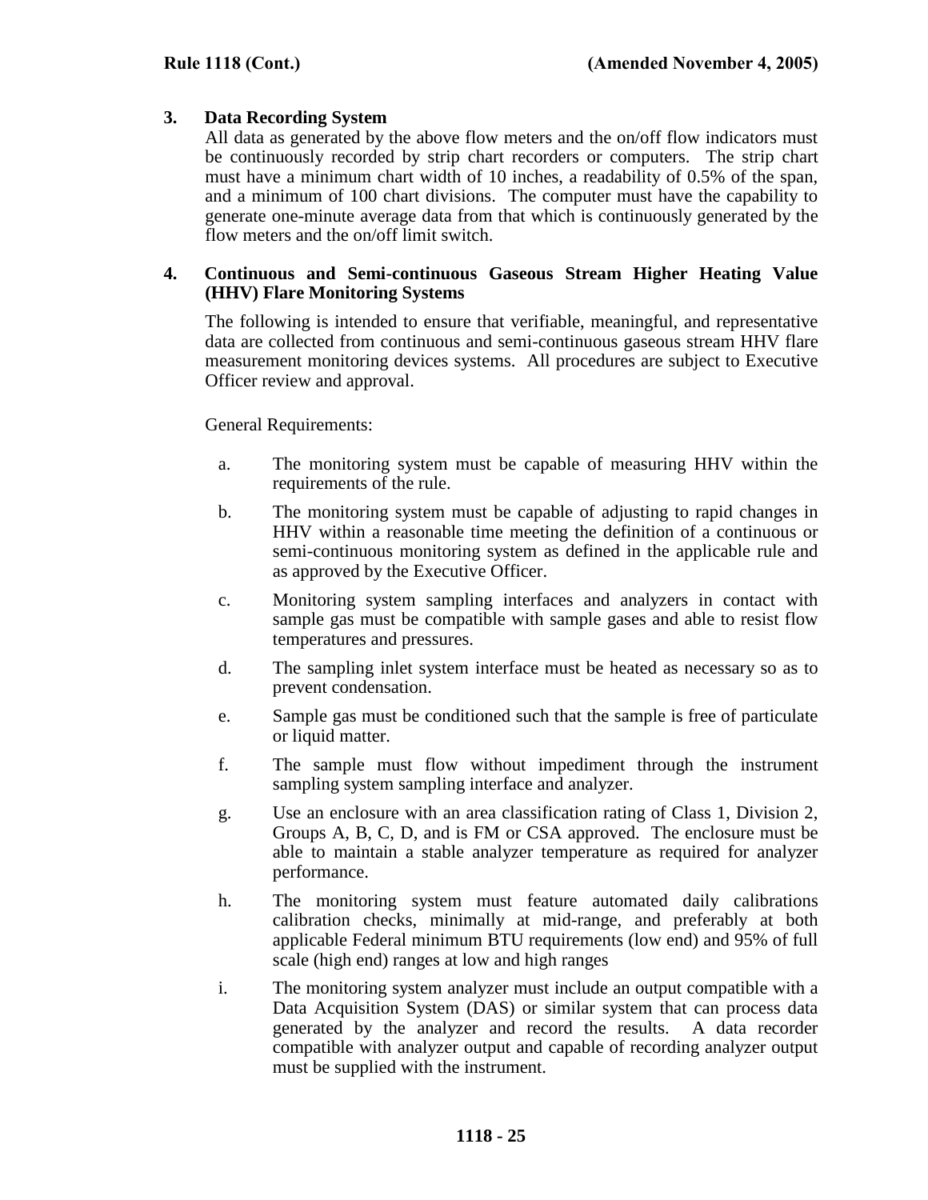## 3. Data Recording System

All data as generated by the above flow meters and the on/off flow indicators must be continuously recorded by strip chart recorders or computers. The strip chart must have a minimum chart width of 10 inches, a readability of 0.5% of the span, and a minimum of 100 chart divisions. The computer must have the capability to generate one-minute average data from that which is continuously generated by the flow meters and the on/off limit switch.

## 4. Continuous and Semi-continuous Gaseous Stream Higher Heating Value (HHV) Flare Monitoring Systems

The following is intended to ensure that verifiable, meaningful, and representative data are collected from continuous and semi-continuous gaseous stream HHV flare measurement monitoring devices systems. All procedures are subject to Executive Officer review and approval.

General Requirements:

a. The monitoring system must be capable of measuring HHV within the requirements of the rule.

b. The monitoring system must be capable of adjusting to rapid changes in HHV within a reasonable time meeting the definition of a continuous or semi-continuous monitoring system as defined in the applicable rule and as approved by the Executive Officer.

c. Monitoring system sampling interfaces and analyzers in contact with sample gas must be compatible with sample gases and able to resist flow temperatures and pressures.

d. The sampling inlet system interface must be heated as necessary so as to prevent condensation.

e. Sample gas must be conditioned such that the sample is free of particulate or liquid matter.

f. The sample must flow without impediment through the instrument sampling system sampling interface and analyzer.

g. Use an enclosure with an area classification rating of Class 1, Division 2, Groups A, B, C, D, and is FM or CSA approved. The enclosure must be able to maintain a stable analyzer temperature as required for analyzer performance.

h. The monitoring system must feature automated daily calibrations calibration checks, minimally at mid-range, and preferably at both applicable Federal minimum BTU requirements (low end) and 95% of full scale (high end) ranges at low and high ranges

i. The monitoring system analyzer must include an output compatible with a Data Acquisition System (DAS) or similar system that can process data generated by the analyzer and record the results. A data recorder compatible with analyzer output and capable of recording analyzer output must be supplied with the instrument.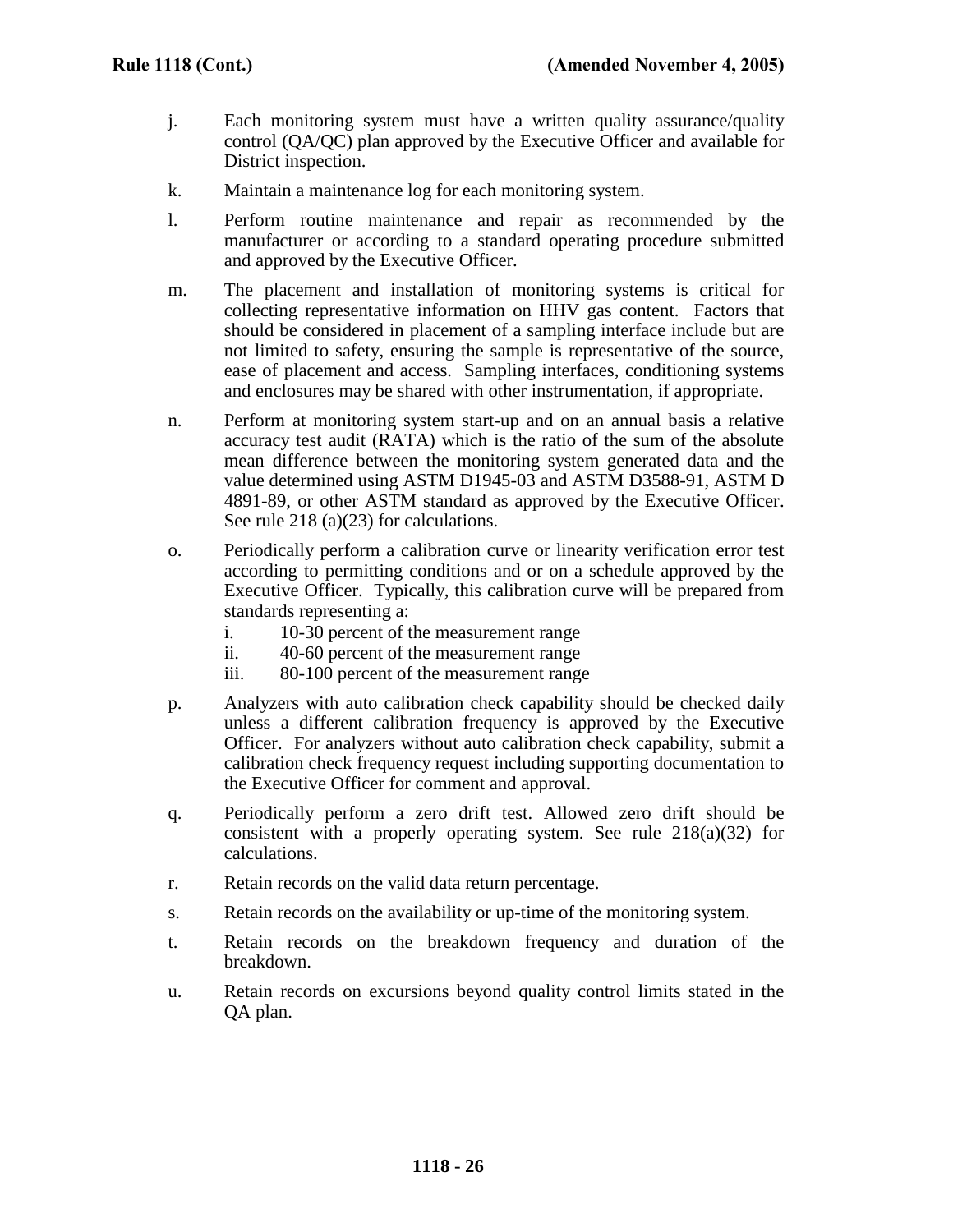j. Each monitoring system must have a written quality assurance/quality control (QA/QC) plan approved by the Executive Officer and available for District inspection.

k. Maintain a maintenance log for each monitoring system.

l. Perform routine maintenance and repair as recommended by the manufacturer or according to a standard operating procedure submitted and approved by the Executive Officer.

m. The placement and installation of monitoring systems is critical for collecting representative information on HHV gas content. Factors that should be considered in placement of a sampling interface include but are not limited to safety, ensuring the sample is representative of the source, ease of placement and access. Sampling interfaces, conditioning systems and enclosures may be shared with other instrumentation, if appropriate.

n. Perform at monitoring system start-up and on an annual basis a relative accuracy test audit (RATA) which is the ratio of the sum of the absolute mean difference between the monitoring system generated data and the value determined using ASTM D1945-03 and ASTM D3588-91, ASTM D 4891-89, or other ASTM standard as approved by the Executive Officer. See rule 218 (a)(23) for calculations.

o. Periodically perform a calibration curve or linearity verification error test according to permitting conditions and or on a schedule approved by the Executive Officer. Typically, this calibration curve will be prepared from standards representing a:
   i. 10-30 percent of the measurement range
   ii. 40-60 percent of the measurement range
   iii. 80-100 percent of the measurement range

p. Analyzers with auto calibration check capability should be checked daily unless a different calibration frequency is approved by the Executive Officer. For analyzers without auto calibration check capability, submit a calibration check frequency request including supporting documentation to the Executive Officer for comment and approval.

q. Periodically perform a zero drift test. Allowed zero drift should be consistent with a properly operating system. See rule 218(a)(32) for calculations.

r. Retain records on the valid data return percentage.

s. Retain records on the availability or up-time of the monitoring system.

t. Retain records on the breakdown frequency and duration of the breakdown.

u. Retain records on excursions beyond quality control limits stated in the QA plan.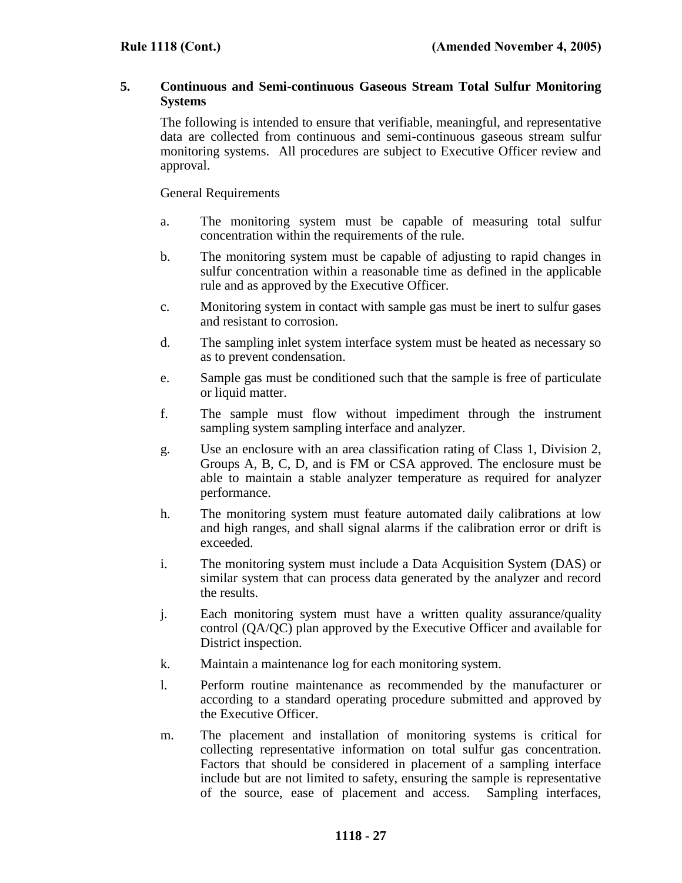**5. Continuous and Semi-continuous Gaseous Stream Total Sulfur Monitoring Systems**

The following is intended to ensure that verifiable, meaningful, and representative data are collected from continuous and semi-continuous gaseous stream sulfur monitoring systems. All procedures are subject to Executive Officer review and approval.

General Requirements

a. The monitoring system must be capable of measuring total sulfur concentration within the requirements of the rule.

b. The monitoring system must be capable of adjusting to rapid changes in sulfur concentration within a reasonable time as defined in the applicable rule and as approved by the Executive Officer.

c. Monitoring system in contact with sample gas must be inert to sulfur gases and resistant to corrosion.

d. The sampling inlet system interface system must be heated as necessary so as to prevent condensation.

e. Sample gas must be conditioned such that the sample is free of particulate or liquid matter.

f. The sample must flow without impediment through the instrument sampling system sampling interface and analyzer.

g. Use an enclosure with an area classification rating of Class 1, Division 2, Groups A, B, C, D, and is FM or CSA approved. The enclosure must be able to maintain a stable analyzer temperature as required for analyzer performance.

h. The monitoring system must feature automated daily calibrations at low and high ranges, and shall signal alarms if the calibration error or drift is exceeded.

i. The monitoring system must include a Data Acquisition System (DAS) or similar system that can process data generated by the analyzer and record the results.

j. Each monitoring system must have a written quality assurance/quality control (QA/QC) plan approved by the Executive Officer and available for District inspection.

k. Maintain a maintenance log for each monitoring system.

l. Perform routine maintenance as recommended by the manufacturer or according to a standard operating procedure submitted and approved by the Executive Officer.

m. The placement and installation of monitoring systems is critical for collecting representative information on total sulfur gas concentration. Factors that should be considered in placement of a sampling interface include but are not limited to safety, ensuring the sample is representative of the source, ease of placement and access. Sampling interfaces,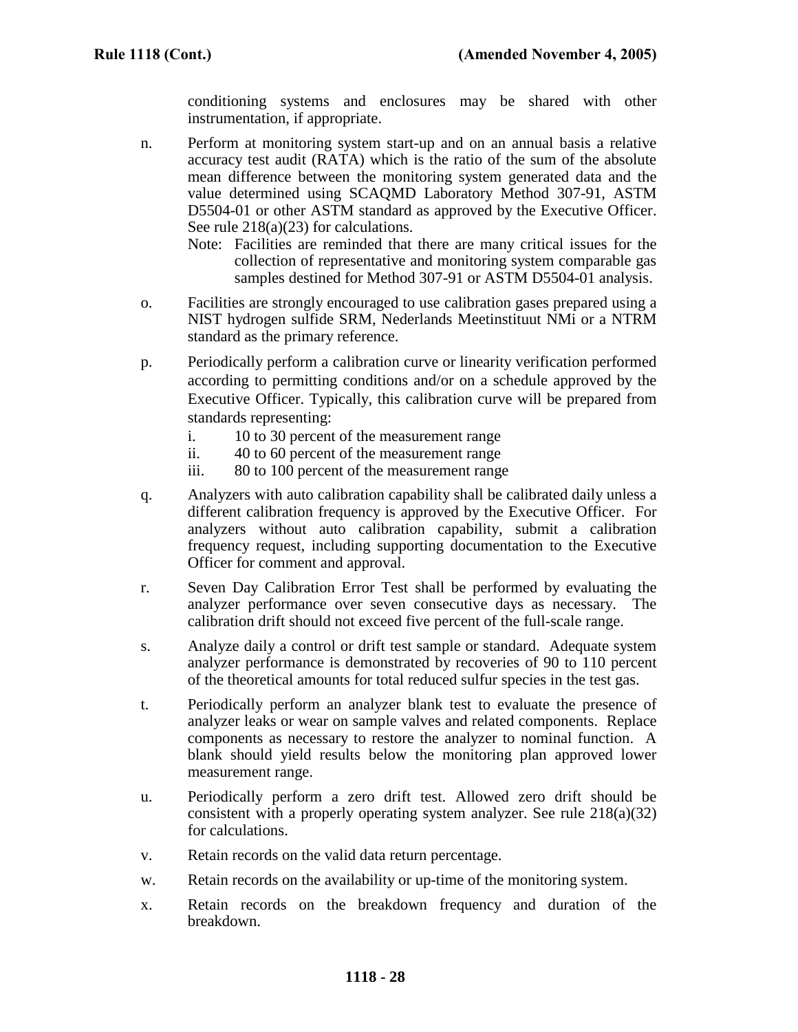conditioning systems and enclosures may be shared with other instrumentation, if appropriate.

n. Perform at monitoring system start-up and on an annual basis a relative accuracy test audit (RATA) which is the ratio of the sum of the absolute mean difference between the monitoring system generated data and the value determined using SCAQMD Laboratory Method 307-91, ASTM D5504-01 or other ASTM standard as approved by the Executive Officer. See rule 218(a)(23) for calculations.

   Note: Facilities are reminded that there are many critical issues for the collection of representative and monitoring system comparable gas samples destined for Method 307-91 or ASTM D5504-01 analysis.

o. Facilities are strongly encouraged to use calibration gases prepared using a NIST hydrogen sulfide SRM, Nederlands Meetinstituut NMi or a NTRM standard as the primary reference.

p. Periodically perform a calibration curve or linearity verification performed according to permitting conditions and/or on a schedule approved by the Executive Officer. Typically, this calibration curve will be prepared from standards representing:

   i. 10 to 30 percent of the measurement range
   ii. 40 to 60 percent of the measurement range
   iii. 80 to 100 percent of the measurement range

q. Analyzers with auto calibration capability shall be calibrated daily unless a different calibration frequency is approved by the Executive Officer. For analyzers without auto calibration capability, submit a calibration frequency request, including supporting documentation to the Executive Officer for comment and approval.

r. Seven Day Calibration Error Test shall be performed by evaluating the analyzer performance over seven consecutive days as necessary. The calibration drift should not exceed five percent of the full-scale range.

s. Analyze daily a control or drift test sample or standard. Adequate system analyzer performance is demonstrated by recoveries of 90 to 110 percent of the theoretical amounts for total reduced sulfur species in the test gas.

t. Periodically perform an analyzer blank test to evaluate the presence of analyzer leaks or wear on sample valves and related components. Replace components as necessary to restore the analyzer to nominal function. A blank should yield results below the monitoring plan approved lower measurement range.

u. Periodically perform a zero drift test. Allowed zero drift should be consistent with a properly operating system analyzer. See rule 218(a)(32) for calculations.

v. Retain records on the valid data return percentage.

w. Retain records on the availability or up-time of the monitoring system.

x. Retain records on the breakdown frequency and duration of the breakdown.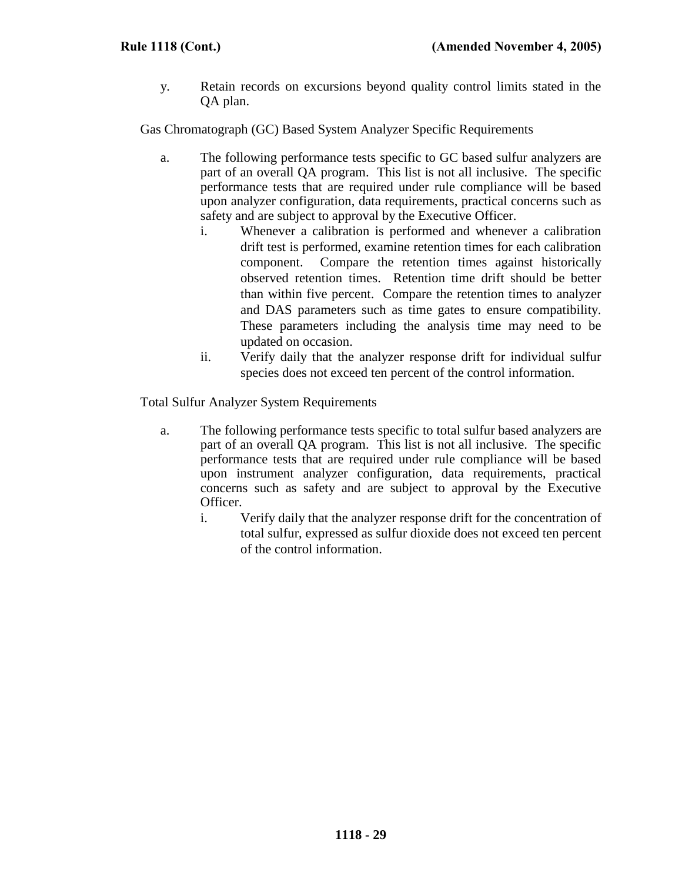y. Retain records on excursions beyond quality control limits stated in the QA plan.

Gas Chromatograph (GC) Based System Analyzer Specific Requirements

a. The following performance tests specific to GC based sulfur analyzers are part of an overall QA program. This list is not all inclusive. The specific performance tests that are required under rule compliance will be based upon analyzer configuration, data requirements, practical concerns such as safety and are subject to approval by the Executive Officer.
   i. Whenever a calibration is performed and whenever a calibration drift test is performed, examine retention times for each calibration component. Compare the retention times against historically observed retention times. Retention time drift should be better than within five percent. Compare the retention times to analyzer and DAS parameters such as time gates to ensure compatibility. These parameters including the analysis time may need to be updated on occasion.
   ii. Verify daily that the analyzer response drift for individual sulfur species does not exceed ten percent of the control information.

Total Sulfur Analyzer System Requirements

a. The following performance tests specific to total sulfur based analyzers are part of an overall QA program. This list is not all inclusive. The specific performance tests that are required under rule compliance will be based upon instrument analyzer configuration, data requirements, practical concerns such as safety and are subject to approval by the Executive Officer.
   i. Verify daily that the analyzer response drift for the concentration of total sulfur, expressed as sulfur dioxide does not exceed ten percent of the control information.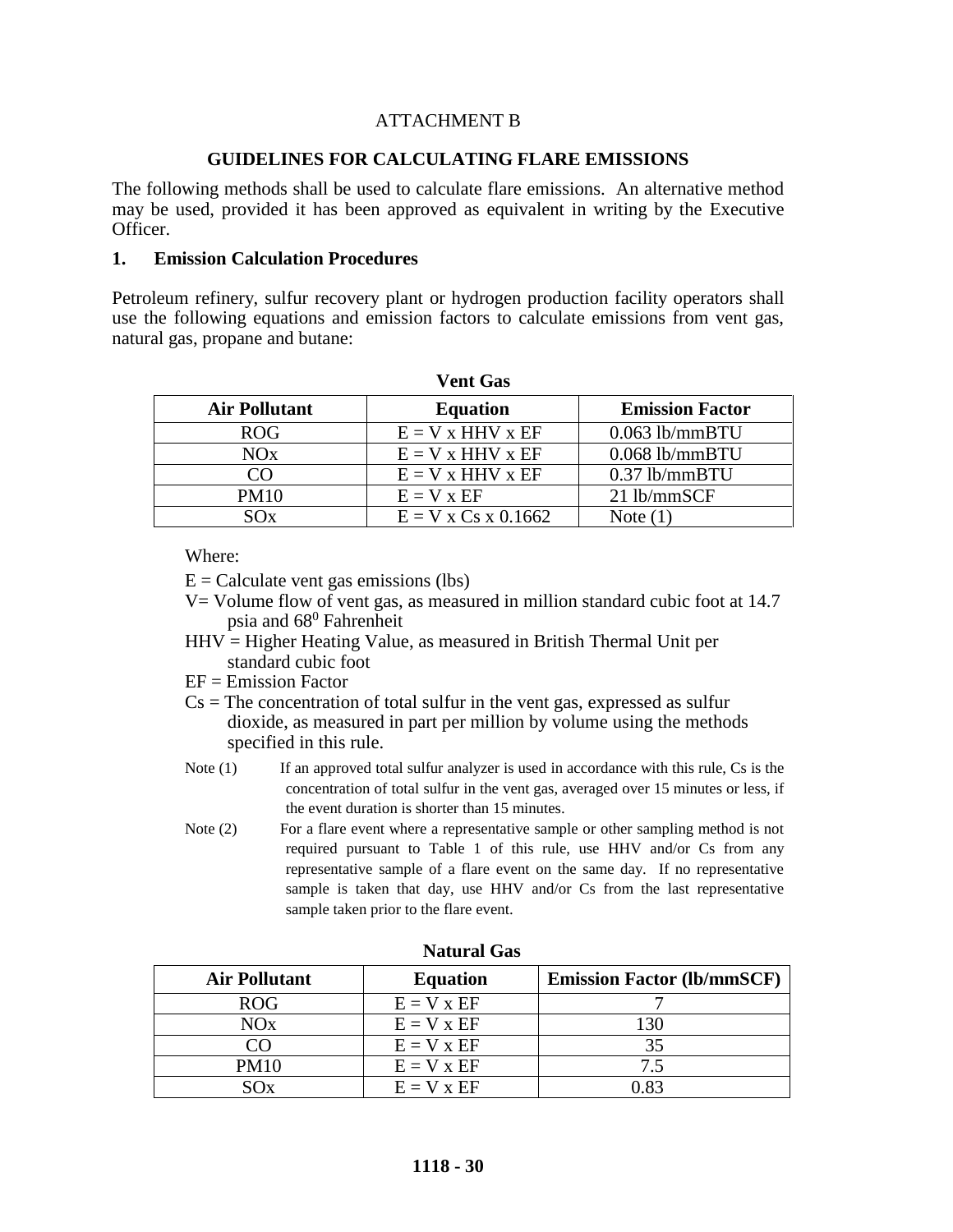ATTACHMENT B

## GUIDELINES FOR CALCULATING FLARE EMISSIONS

The following methods shall be used to calculate flare emissions. An alternative method may be used, provided it has been approved as equivalent in writing by the Executive Officer.

### 1. Emission Calculation Procedures

Petroleum refinery, sulfur recovery plant or hydrogen production facility operators shall use the following equations and emission factors to calculate emissions from vent gas, natural gas, propane and butane:

**Vent Gas**

| Air Pollutant | Equation | Emission Factor |
|---|---|---|
| ROG | E = V x HHV x EF | 0.063 lb/mmBTU |
| NOx | E = V x HHV x EF | 0.068 lb/mmBTU |
| CO | E = V x HHV x EF | 0.37 lb/mmBTU |
| PM10 | E = V x EF | 21 lb/mmSCF |
| SOx | E = V x Cs x 0.1662 | Note (1) |

Where:

E = Calculate vent gas emissions (lbs)

V= Volume flow of vent gas, as measured in million standard cubic foot at 14.7 psia and $68^0$ Fahrenheit

HHV = Higher Heating Value, as measured in British Thermal Unit per standard cubic foot

EF = Emission Factor

Cs = The concentration of total sulfur in the vent gas, expressed as sulfur dioxide, as measured in part per million by volume using the methods specified in this rule.

Note (1) If an approved total sulfur analyzer is used in accordance with this rule, Cs is the concentration of total sulfur in the vent gas, averaged over 15 minutes or less, if the event duration is shorter than 15 minutes.

Note (2) For a flare event where a representative sample or other sampling method is not required pursuant to Table 1 of this rule, use HHV and/or Cs from any representative sample of a flare event on the same day. If no representative sample is taken that day, use HHV and/or Cs from the last representative sample taken prior to the flare event.

**Natural Gas**

| Air Pollutant | Equation | Emission Factor (lb/mmSCF) |
|---|---|---|
| ROG | E = V x EF | 7 |
| NOx | E = V x EF | 130 |
| CO | E = V x EF | 35 |
| PM10 | E = V x EF | 7.5 |
| SOx | E = V x EF | 0.83 |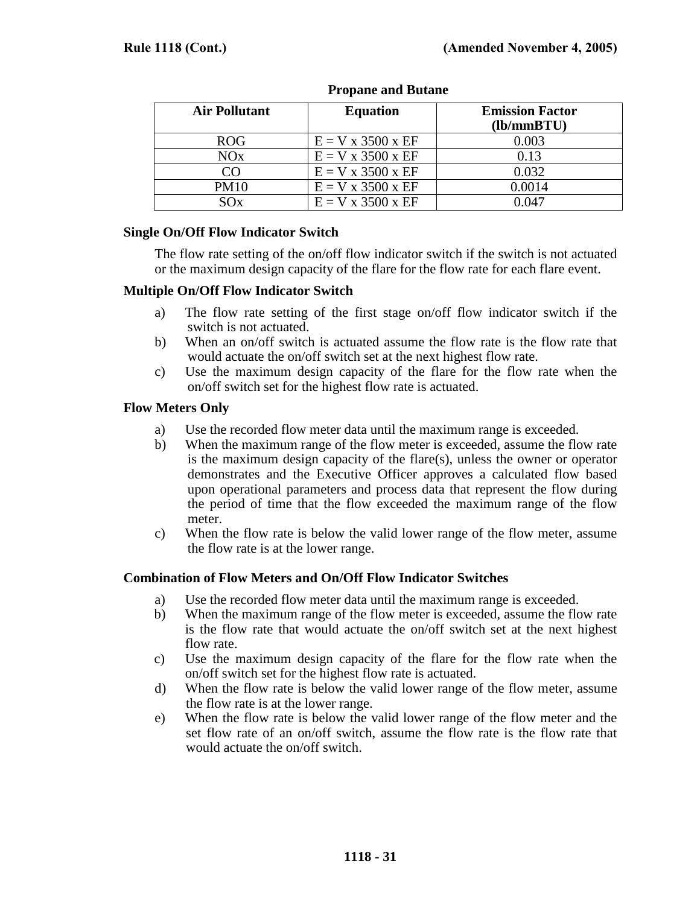**Propane and Butane**

| Air Pollutant | Equation | Emission Factor (lb/mmBTU) |
|---|---|---|
| ROG | E = V x 3500 x EF | 0.003 |
| NOx | E = V x 3500 x EF | 0.13 |
| CO | E = V x 3500 x EF | 0.032 |
| PM10 | E = V x 3500 x EF | 0.0014 |
| SOx | E = V x 3500 x EF | 0.047 |

**Single On/Off Flow Indicator Switch**

The flow rate setting of the on/off flow indicator switch if the switch is not actuated or the maximum design capacity of the flare for the flow rate for each flare event.

**Multiple On/Off Flow Indicator Switch**

a) The flow rate setting of the first stage on/off flow indicator switch if the switch is not actuated.

b) When an on/off switch is actuated assume the flow rate is the flow rate that would actuate the on/off switch set at the next highest flow rate.

c) Use the maximum design capacity of the flare for the flow rate when the on/off switch set for the highest flow rate is actuated.

**Flow Meters Only**

a) Use the recorded flow meter data until the maximum range is exceeded.

b) When the maximum range of the flow meter is exceeded, assume the flow rate is the maximum design capacity of the flare(s), unless the owner or operator demonstrates and the Executive Officer approves a calculated flow based upon operational parameters and process data that represent the flow during the period of time that the flow exceeded the maximum range of the flow meter.

c) When the flow rate is below the valid lower range of the flow meter, assume the flow rate is at the lower range.

**Combination of Flow Meters and On/Off Flow Indicator Switches**

a) Use the recorded flow meter data until the maximum range is exceeded.

b) When the maximum range of the flow meter is exceeded, assume the flow rate is the flow rate that would actuate the on/off switch set at the next highest flow rate.

c) Use the maximum design capacity of the flare for the flow rate when the on/off switch set for the highest flow rate is actuated.

d) When the flow rate is below the valid lower range of the flow meter, assume the flow rate is at the lower range.

e) When the flow rate is below the valid lower range of the flow meter and the set flow rate of an on/off switch, assume the flow rate is the flow rate that would actuate the on/off switch.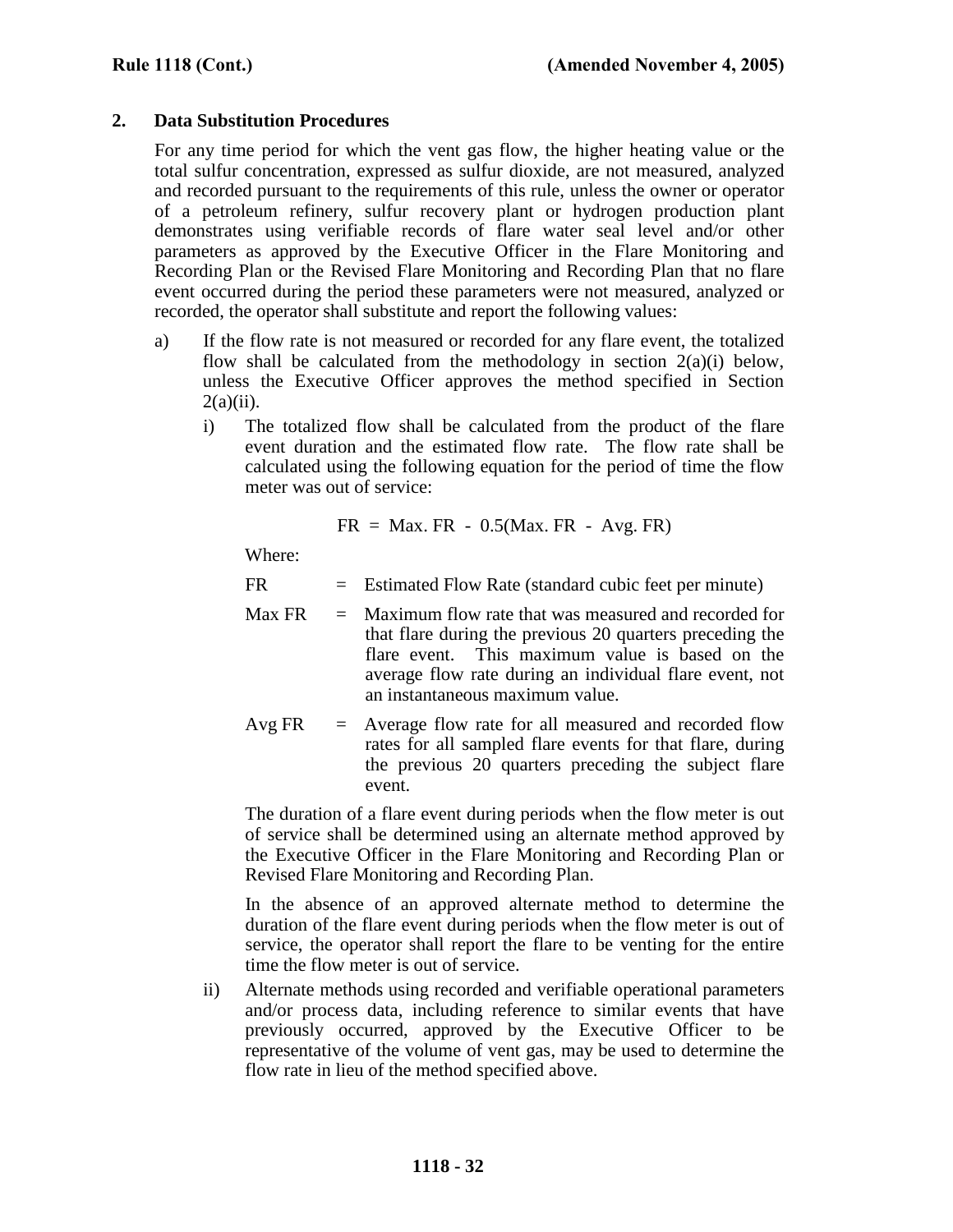## 2. Data Substitution Procedures

For any time period for which the vent gas flow, the higher heating value or the total sulfur concentration, expressed as sulfur dioxide, are not measured, analyzed and recorded pursuant to the requirements of this rule, unless the owner or operator of a petroleum refinery, sulfur recovery plant or hydrogen production plant demonstrates using verifiable records of flare water seal level and/or other parameters as approved by the Executive Officer in the Flare Monitoring and Recording Plan or the Revised Flare Monitoring and Recording Plan that no flare event occurred during the period these parameters were not measured, analyzed or recorded, the operator shall substitute and report the following values:

a) If the flow rate is not measured or recorded for any flare event, the totalized flow shall be calculated from the methodology in section 2(a)(i) below, unless the Executive Officer approves the method specified in Section 2(a)(ii).

   i) The totalized flow shall be calculated from the product of the flare event duration and the estimated flow rate. The flow rate shall be calculated using the following equation for the period of time the flow meter was out of service:

   $$FR = \text{Max. FR} - 0.5(\text{Max. FR} - \text{Avg. FR})$$

   Where:

   FR = Estimated Flow Rate (standard cubic feet per minute)

   Max FR = Maximum flow rate that was measured and recorded for that flare during the previous 20 quarters preceding the flare event. This maximum value is based on the average flow rate during an individual flare event, not an instantaneous maximum value.

   Avg FR = Average flow rate for all measured and recorded flow rates for all sampled flare events for that flare, during the previous 20 quarters preceding the subject flare event.

   The duration of a flare event during periods when the flow meter is out of service shall be determined using an alternate method approved by the Executive Officer in the Flare Monitoring and Recording Plan or Revised Flare Monitoring and Recording Plan.

   In the absence of an approved alternate method to determine the duration of the flare event during periods when the flow meter is out of service, the operator shall report the flare to be venting for the entire time the flow meter is out of service.

   ii) Alternate methods using recorded and verifiable operational parameters and/or process data, including reference to similar events that have previously occurred, approved by the Executive Officer to be representative of the volume of vent gas, may be used to determine the flow rate in lieu of the method specified above.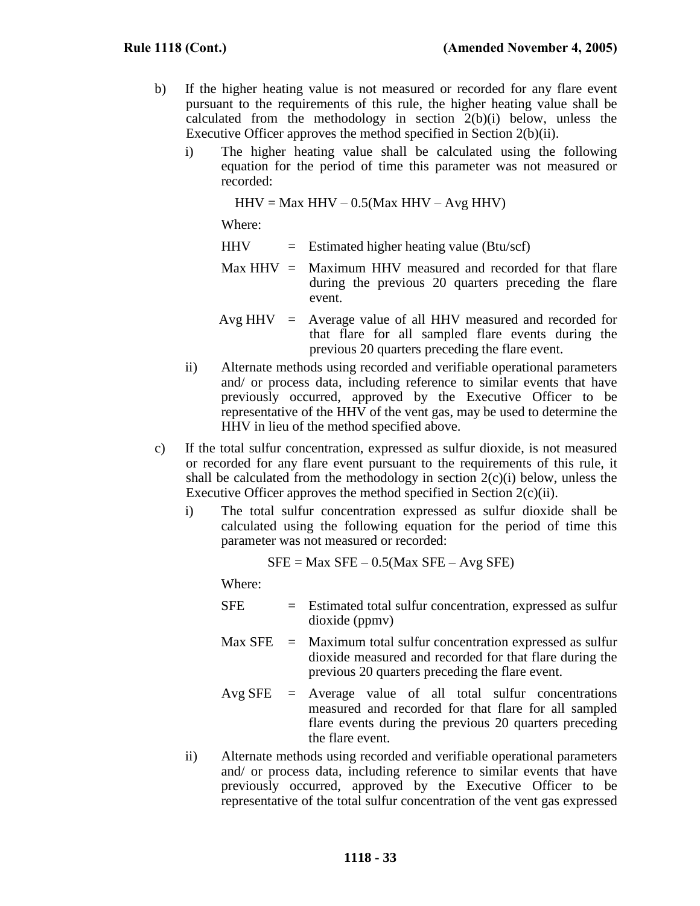b) If the higher heating value is not measured or recorded for any flare event pursuant to the requirements of this rule, the higher heating value shall be calculated from the methodology in section 2(b)(i) below, unless the Executive Officer approves the method specified in Section 2(b)(ii).

   i) The higher heating value shall be calculated using the following equation for the period of time this parameter was not measured or recorded:

   $$HHV = Max\ HHV - 0.5(Max\ HHV - Avg\ HHV)$$

   Where:

   HHV = Estimated higher heating value (Btu/scf)

   Max HHV = Maximum HHV measured and recorded for that flare during the previous 20 quarters preceding the flare event.

   Avg HHV = Average value of all HHV measured and recorded for that flare for all sampled flare events during the previous 20 quarters preceding the flare event.

   ii) Alternate methods using recorded and verifiable operational parameters and/ or process data, including reference to similar events that have previously occurred, approved by the Executive Officer to be representative of the HHV of the vent gas, may be used to determine the HHV in lieu of the method specified above.

c) If the total sulfur concentration, expressed as sulfur dioxide, is not measured or recorded for any flare event pursuant to the requirements of this rule, it shall be calculated from the methodology in section 2(c)(i) below, unless the Executive Officer approves the method specified in Section 2(c)(ii).

   i) The total sulfur concentration expressed as sulfur dioxide shall be calculated using the following equation for the period of time this parameter was not measured or recorded:

   $$SFE = Max\ SFE - 0.5(Max\ SFE - Avg\ SFE)$$

   Where:

   SFE = Estimated total sulfur concentration, expressed as sulfur dioxide (ppmv)

   Max SFE = Maximum total sulfur concentration expressed as sulfur dioxide measured and recorded for that flare during the previous 20 quarters preceding the flare event.

   Avg SFE = Average value of all total sulfur concentrations measured and recorded for that flare for all sampled flare events during the previous 20 quarters preceding the flare event.

   ii) Alternate methods using recorded and verifiable operational parameters and/ or process data, including reference to similar events that have previously occurred, approved by the Executive Officer to be representative of the total sulfur concentration of the vent gas expressed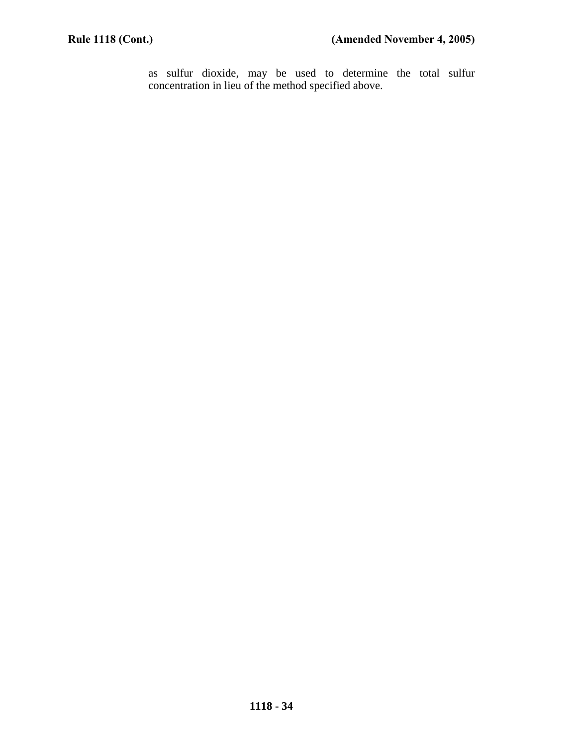as sulfur dioxide, may be used to determine the total sulfur concentration in lieu of the method specified above.